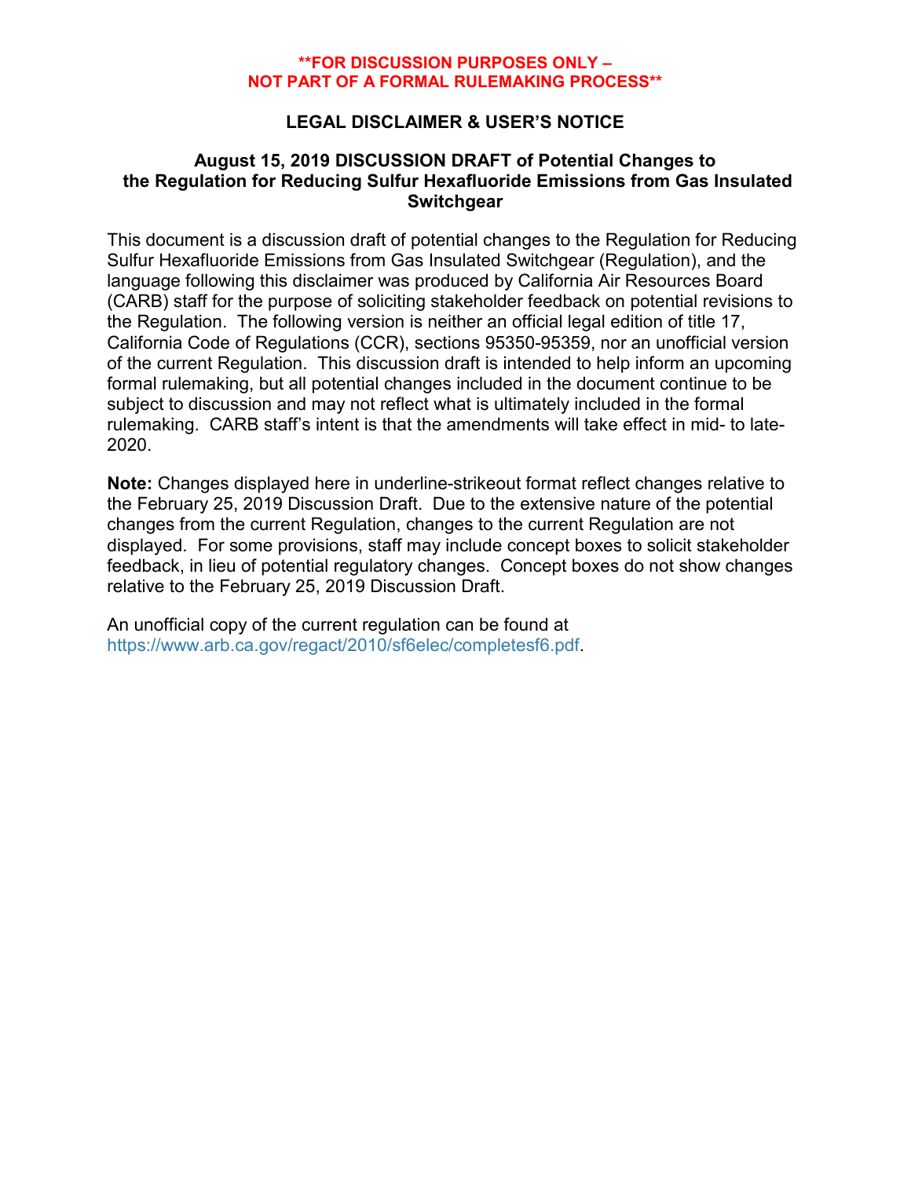**\*\*FOR DISCUSSION PURPOSES ONLY –
NOT PART OF A FORMAL RULEMAKING PROCESS\*\***

# LEGAL DISCLAIMER & USER'S NOTICE

## August 15, 2019 DISCUSSION DRAFT of Potential Changes to the Regulation for Reducing Sulfur Hexafluoride Emissions from Gas Insulated Switchgear

This document is a discussion draft of potential changes to the Regulation for Reducing Sulfur Hexafluoride Emissions from Gas Insulated Switchgear (Regulation), and the language following this disclaimer was produced by California Air Resources Board (CARB) staff for the purpose of soliciting stakeholder feedback on potential revisions to the Regulation. The following version is neither an official legal edition of title 17, California Code of Regulations (CCR), sections 95350-95359, nor an unofficial version of the current Regulation. This discussion draft is intended to help inform an upcoming formal rulemaking, but all potential changes included in the document continue to be subject to discussion and may not reflect what is ultimately included in the formal rulemaking. CARB staff's intent is that the amendments will take effect in mid- to late-2020.

**Note:** Changes displayed here in underline-strikeout format reflect changes relative to the February 25, 2019 Discussion Draft. Due to the extensive nature of the potential changes from the current Regulation, changes to the current Regulation are not displayed. For some provisions, staff may include concept boxes to solicit stakeholder feedback, in lieu of potential regulatory changes. Concept boxes do not show changes relative to the February 25, 2019 Discussion Draft.

An unofficial copy of the current regulation can be found at https://www.arb.ca.gov/regact/2010/sf6elec/completesf6.pdf.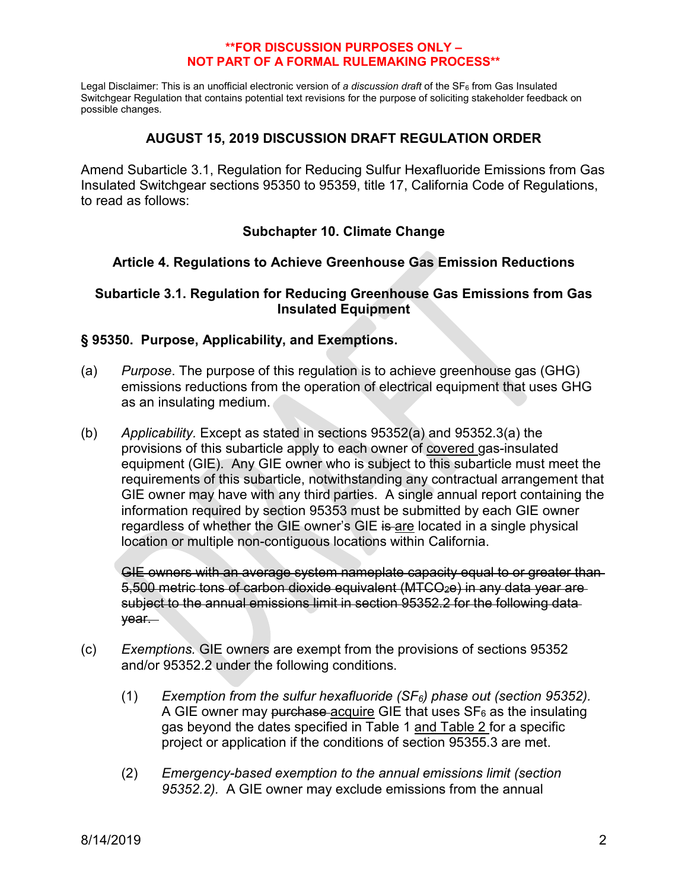**\*\*FOR DISCUSSION PURPOSES ONLY – NOT PART OF A FORMAL RULEMAKING PROCESS\*\***

Legal Disclaimer: This is an unofficial electronic version of *a discussion draft* of the $SF_6$ from Gas Insulated Switchgear Regulation that contains potential text revisions for the purpose of soliciting stakeholder feedback on possible changes.

## AUGUST 15, 2019 DISCUSSION DRAFT REGULATION ORDER

Amend Subarticle 3.1, Regulation for Reducing Sulfur Hexafluoride Emissions from Gas Insulated Switchgear sections 95350 to 95359, title 17, California Code of Regulations, to read as follows:

### Subchapter 10. Climate Change

### Article 4. Regulations to Achieve Greenhouse Gas Emission Reductions

### Subarticle 3.1. Regulation for Reducing Greenhouse Gas Emissions from Gas Insulated Equipment

### § 95350. Purpose, Applicability, and Exemptions.

(a) *Purpose*. The purpose of this regulation is to achieve greenhouse gas (GHG) emissions reductions from the operation of electrical equipment that uses GHG as an insulating medium.

(b) *Applicability.* Except as stated in sections 95352(a) and 95352.3(a) the provisions of this subarticle apply to each owner of <u>covered</u> gas-insulated equipment (GIE). Any GIE owner who is subject to this subarticle must meet the requirements of this subarticle, notwithstanding any contractual arrangement that GIE owner may have with any third parties. A single annual report containing the information required by section 95353 must be submitted by each GIE owner regardless of whether the GIE owner's GIE ~~is~~ <u>are</u> located in a single physical location or multiple non-contiguous locations within California.

~~GIE owners with an average system nameplate capacity equal to or greater than 5,500 metric tons of carbon dioxide equivalent ($MTCO_2e$) in any data year are subject to the annual emissions limit in section 95352.2 for the following data year.~~

(c) *Exemptions.* GIE owners are exempt from the provisions of sections 95352 and/or 95352.2 under the following conditions.

(1) *Exemption from the sulfur hexafluoride ($SF_6$) phase out (section 95352).* A GIE owner may ~~purchase~~ <u>acquire</u> GIE that uses $SF_6$ as the insulating gas beyond the dates specified in Table 1 <u>and Table 2</u> for a specific project or application if the conditions of section 95355.3 are met.

(2) *Emergency-based exemption to the annual emissions limit (section 95352.2).* A GIE owner may exclude emissions from the annual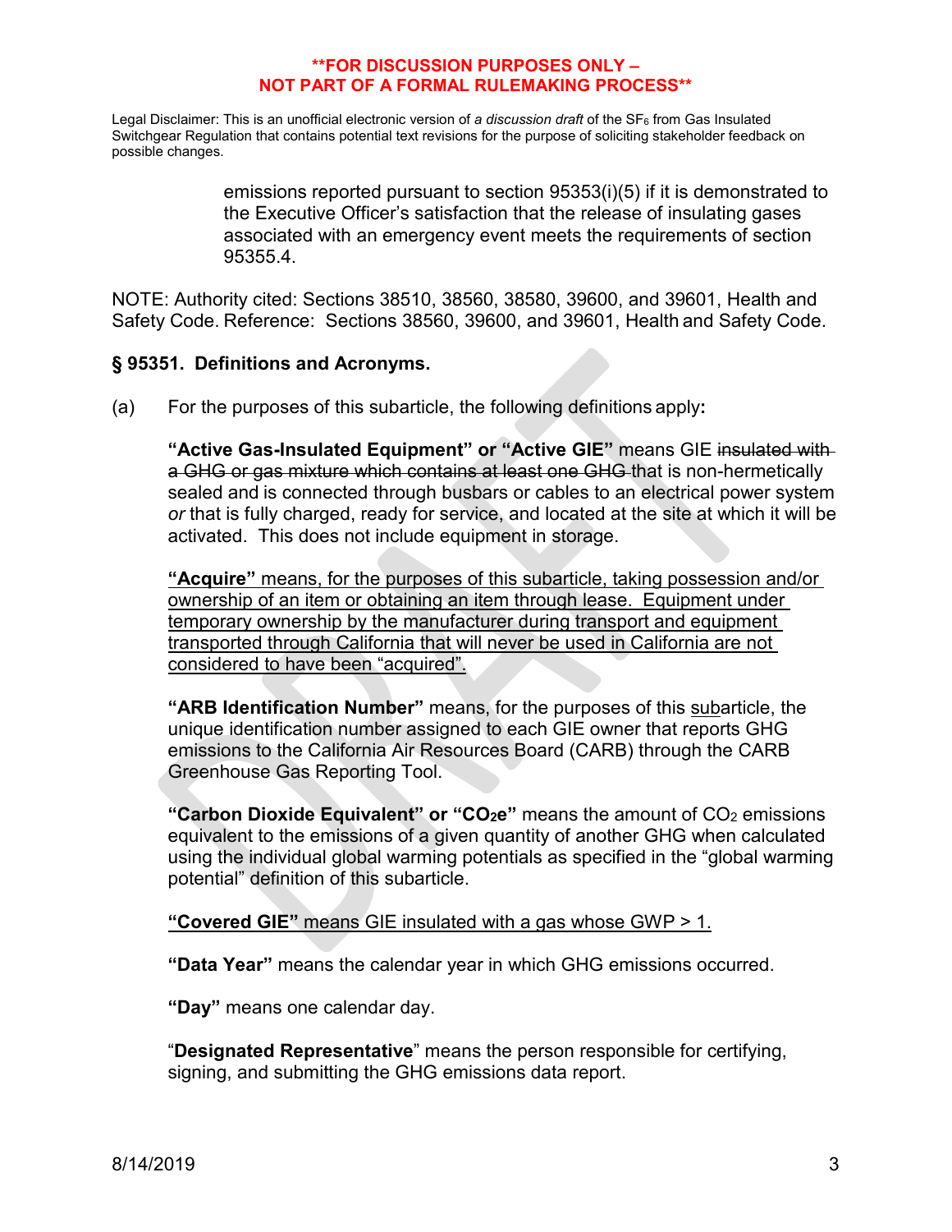emissions reported pursuant to section 95353(i)(5) if it is demonstrated to the Executive Officer's satisfaction that the release of insulating gases associated with an emergency event meets the requirements of section 95355.4.

NOTE: Authority cited: Sections 38510, 38560, 38580, 39600, and 39601, Health and Safety Code. Reference: Sections 38560, 39600, and 39601, Health and Safety Code.

### § 95351. Definitions and Acronyms.

(a) For the purposes of this subarticle, the following definitions apply**:**

**"Active Gas-Insulated Equipment" or "Active GIE"** means GIE ~~insulated with a GHG or gas mixture which contains at least one GHG~~ that is non-hermetically sealed and is connected through busbars or cables to an electrical power system *or* that is fully charged, ready for service, and located at the site at which it will be activated. This does not include equipment in storage.

<u>**"Acquire"** means, for the purposes of this subarticle, taking possession and/or ownership of an item or obtaining an item through lease. Equipment under temporary ownership by the manufacturer during transport and equipment transported through California that will never be used in California are not considered to have been "acquired".</u>

**"ARB Identification Number"** means, for the purposes of this <u>sub</u>article, the unique identification number assigned to each GIE owner that reports GHG emissions to the California Air Resources Board (CARB) through the CARB Greenhouse Gas Reporting Tool.

**"Carbon Dioxide Equivalent" or "$CO_2$e"** means the amount of $CO_2$ emissions equivalent to the emissions of a given quantity of another GHG when calculated using the individual global warming potentials as specified in the "global warming potential" definition of this subarticle.

<u>**"Covered GIE"** means GIE insulated with a gas whose GWP > 1.</u>

**"Data Year"** means the calendar year in which GHG emissions occurred.

**"Day"** means one calendar day.

"**Designated Representative**" means the person responsible for certifying, signing, and submitting the GHG emissions data report.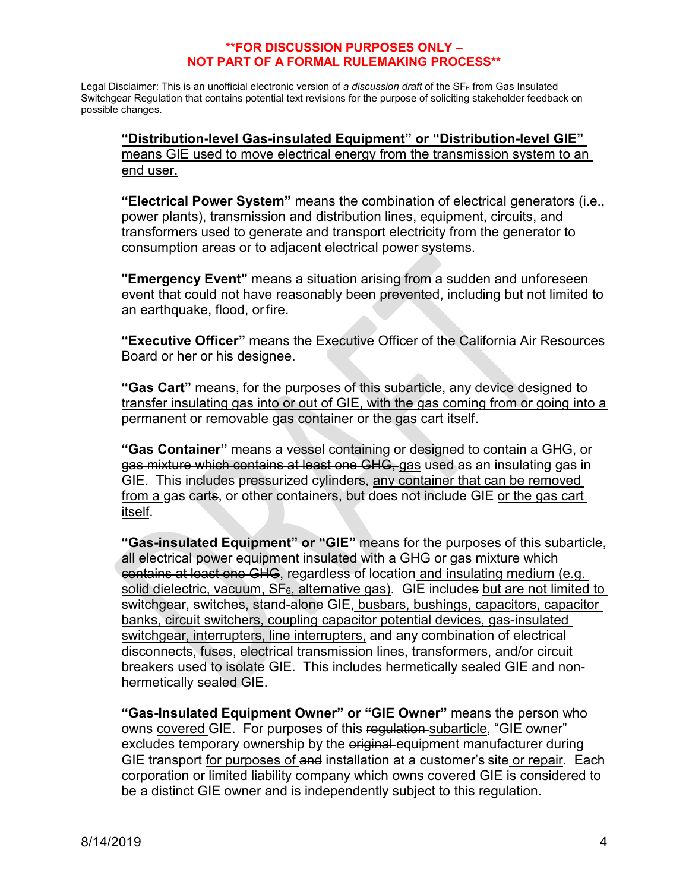**FOR DISCUSSION PURPOSES ONLY – NOT PART OF A FORMAL RULEMAKING PROCESS**

Legal Disclaimer: This is an unofficial electronic version of *a discussion draft* of the $SF_6$ from Gas Insulated Switchgear Regulation that contains potential text revisions for the purpose of soliciting stakeholder feedback on possible changes.

<u>**“Distribution-level Gas-insulated Equipment” or “Distribution-level GIE”** means GIE used to move electrical energy from the transmission system to an end user.</u>

**“Electrical Power System”** means the combination of electrical generators (i.e., power plants), transmission and distribution lines, equipment, circuits, and transformers used to generate and transport electricity from the generator to consumption areas or to adjacent electrical power systems.

**"Emergency Event"** means a situation arising from a sudden and unforeseen event that could not have reasonably been prevented, including but not limited to an earthquake, flood, or fire.

**“Executive Officer”** means the Executive Officer of the California Air Resources Board or her or his designee.

<u>**“Gas Cart”** means, for the purposes of this subarticle, any device designed to transfer insulating gas into or out of GIE, with the gas coming from or going into a permanent or removable gas container or the gas cart itself.</u>

**“Gas Container”** means a vessel containing or designed to contain a ~~GHG, or gas mixture which contains at least one GHG,~~ <u>gas</u> used as an insulating gas in GIE. This includes pressurized cylinders, <u>any container that can be removed from a</u> gas cart~~s~~, or other containers, but does not include GIE <u>or the gas cart itself</u>.

**“Gas-insulated Equipment” or “GIE”** means <u>for the purposes of this subarticle,</u> all electrical power equipment ~~insulated with a GHG or gas mixture which contains at least one GHG~~, regardless of location <u>and insulating medium (e.g. solid dielectric, vacuum, $SF_6$, alternative gas)</u>. GIE include~~s~~ <u>but are not limited to</u> switchgear, switches, stand-alone GIE, <u>busbars, bushings, capacitors, capacitor banks, circuit switchers, coupling capacitor potential devices, gas-insulated switchgear, interrupters, line interrupters,</u> and any combination of electrical disconnects, fuses, electrical transmission lines, transformers, and/or circuit breakers used to isolate GIE. This includes hermetically sealed GIE and non-hermetically sealed GIE.

**“Gas-Insulated Equipment Owner” or “GIE Owner”** means the person who owns <u>covered</u> GIE. For purposes of this ~~regulation~~ <u>subarticle</u>, “GIE owner” excludes temporary ownership by the ~~original~~ equipment manufacturer during GIE transport <u>for purposes of</u> ~~and~~ installation at a customer’s site <u>or repair</u>. Each corporation or limited liability company which owns <u>covered</u> GIE is considered to be a distinct GIE owner and is independently subject to this regulation.

8/14/2019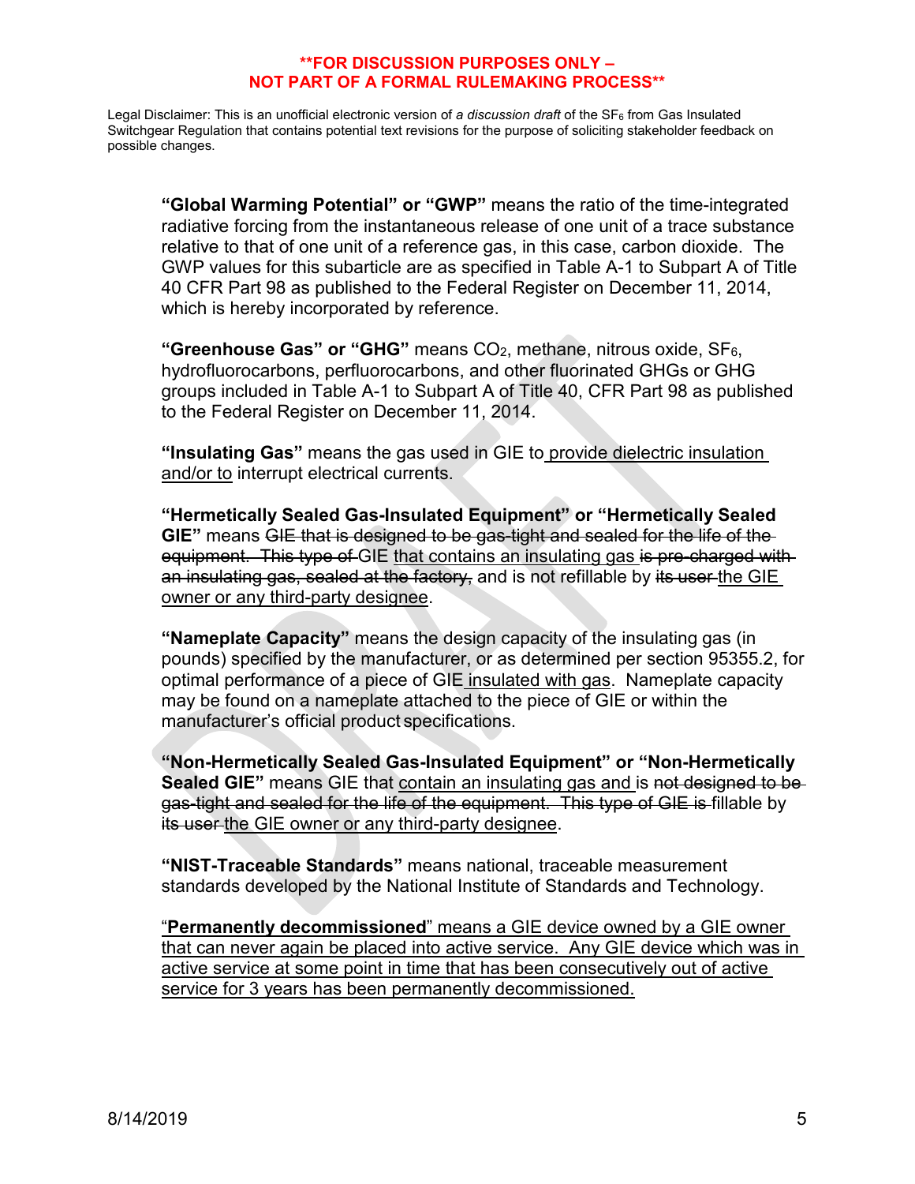**\*\*FOR DISCUSSION PURPOSES ONLY – NOT PART OF A FORMAL RULEMAKING PROCESS\*\***

Legal Disclaimer: This is an unofficial electronic version of *a discussion draft* of the $SF_6$ from Gas Insulated Switchgear Regulation that contains potential text revisions for the purpose of soliciting stakeholder feedback on possible changes.

**"Global Warming Potential" or "GWP"** means the ratio of the time-integrated radiative forcing from the instantaneous release of one unit of a trace substance relative to that of one unit of a reference gas, in this case, carbon dioxide. The GWP values for this subarticle are as specified in Table A-1 to Subpart A of Title 40 CFR Part 98 as published to the Federal Register on December 11, 2014, which is hereby incorporated by reference.

**"Greenhouse Gas" or "GHG"** means $CO_2$, methane, nitrous oxide, $SF_6$, hydrofluorocarbons, perfluorocarbons, and other fluorinated GHGs or GHG groups included in Table A-1 to Subpart A of Title 40, CFR Part 98 as published to the Federal Register on December 11, 2014.

**"Insulating Gas"** means the gas used in GIE to <u>provide dielectric insulation and/or to</u> interrupt electrical currents.

**"Hermetically Sealed Gas-Insulated Equipment" or "Hermetically Sealed GIE"** means ~~GIE that is designed to be gas-tight and sealed for the life of the equipment. This type of~~ GIE <u>that contains an insulating gas</u> ~~is pre-charged with an insulating gas, sealed at the factory,~~ and is not refillable by ~~its user~~ <u>the GIE owner or any third-party designee</u>.

**"Nameplate Capacity"** means the design capacity of the insulating gas (in pounds) specified by the manufacturer, or as determined per section 95355.2, for optimal performance of a piece of GIE <u>insulated with gas</u>. Nameplate capacity may be found on a nameplate attached to the piece of GIE or within the manufacturer's official product specifications.

**"Non-Hermetically Sealed Gas-Insulated Equipment" or "Non-Hermetically Sealed GIE"** means GIE that <u>contain an insulating gas and</u> is ~~not designed to be gas-tight and sealed for the life of the equipment. This type of GIE is~~ fillable by ~~its user~~ <u>the GIE owner or any third-party designee</u>.

**"NIST-Traceable Standards"** means national, traceable measurement standards developed by the National Institute of Standards and Technology.

<u>"**Permanently decommissioned**" means a GIE device owned by a GIE owner that can never again be placed into active service. Any GIE device which was in active service at some point in time that has been consecutively out of active service for 3 years has been permanently decommissioned.</u>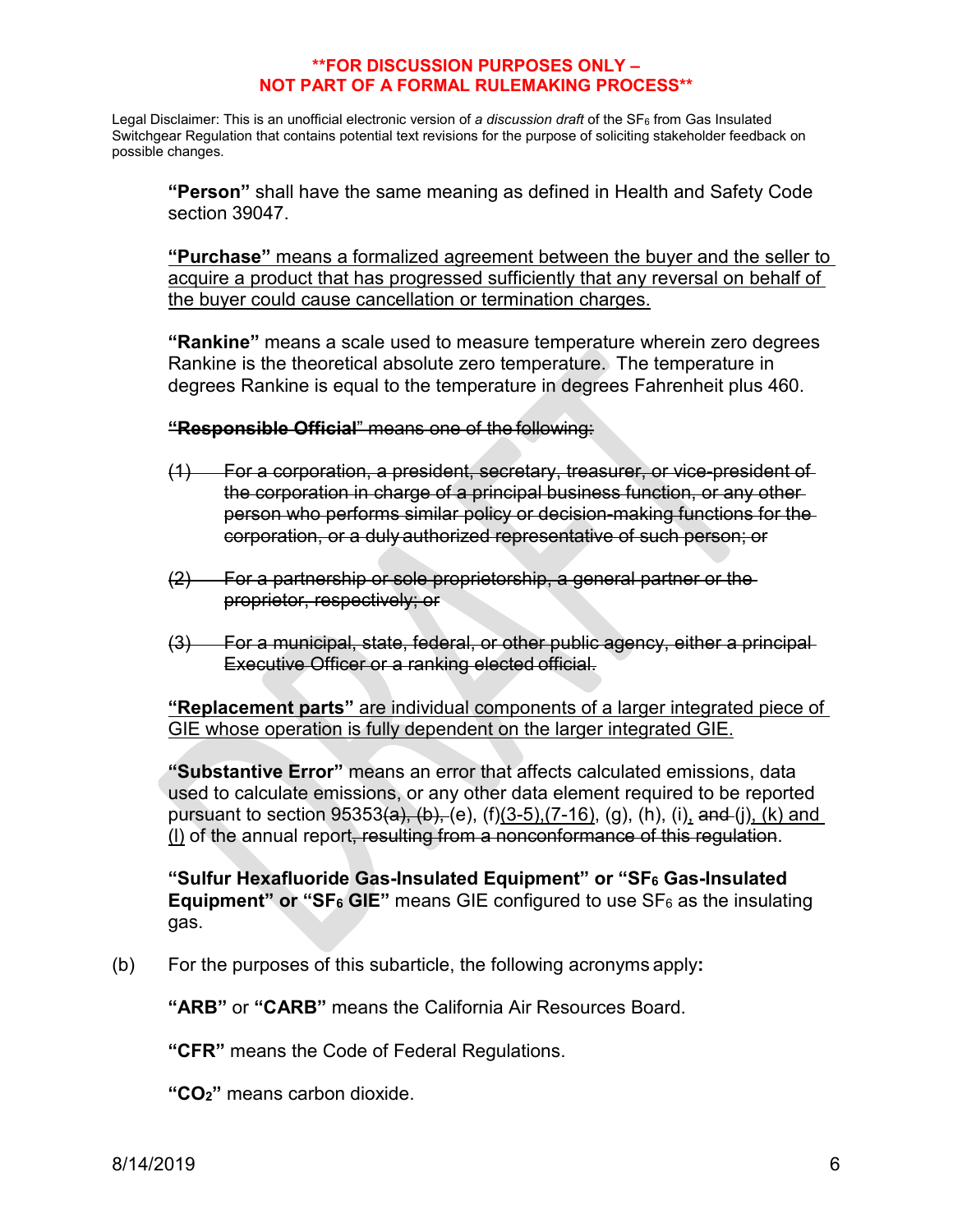**FOR DISCUSSION PURPOSES ONLY – NOT PART OF A FORMAL RULEMAKING PROCESS**

Legal Disclaimer: This is an unofficial electronic version of *a discussion draft* of the $SF_6$ from Gas Insulated Switchgear Regulation that contains potential text revisions for the purpose of soliciting stakeholder feedback on possible changes.

**"Person"** shall have the same meaning as defined in Health and Safety Code section 39047.

<u>**"Purchase"** means a formalized agreement between the buyer and the seller to acquire a product that has progressed sufficiently that any reversal on behalf of the buyer could cause cancellation or termination charges.</u>

**"Rankine"** means a scale used to measure temperature wherein zero degrees Rankine is the theoretical absolute zero temperature. The temperature in degrees Rankine is equal to the temperature in degrees Fahrenheit plus 460.

~~**"Responsible Official"** means one of the following:~~

~~(1) For a corporation, a president, secretary, treasurer, or vice-president of the corporation in charge of a principal business function, or any other person who performs similar policy or decision-making functions for the corporation, or a duly authorized representative of such person; or~~

~~(2) For a partnership or sole proprietorship, a general partner or the proprietor, respectively; or~~

~~(3) For a municipal, state, federal, or other public agency, either a principal Executive Officer or a ranking elected official.~~

<u>**"Replacement parts"** are individual components of a larger integrated piece of GIE whose operation is fully dependent on the larger integrated GIE.</u>

**"Substantive Error"** means an error that affects calculated emissions, data used to calculate emissions, or any other data element required to be reported pursuant to section 95353~~(a), (b),~~ (e), (f)<u>(3-5),(7-16)</u>, (g), (h), (i)<u>,</u> ~~and~~ (j)<u>, (k) and (l)</u> of the annual report~~, resulting from a nonconformance of this regulation~~.

**"Sulfur Hexafluoride Gas-Insulated Equipment" or "$SF_6$ Gas-Insulated Equipment" or "$SF_6$ GIE"** means GIE configured to use $SF_6$ as the insulating gas.

(b) For the purposes of this subarticle, the following acronyms apply**:**

**"ARB"** or **"CARB"** means the California Air Resources Board.

**"CFR"** means the Code of Federal Regulations.

**"$CO_2$"** means carbon dioxide.

8/14/2019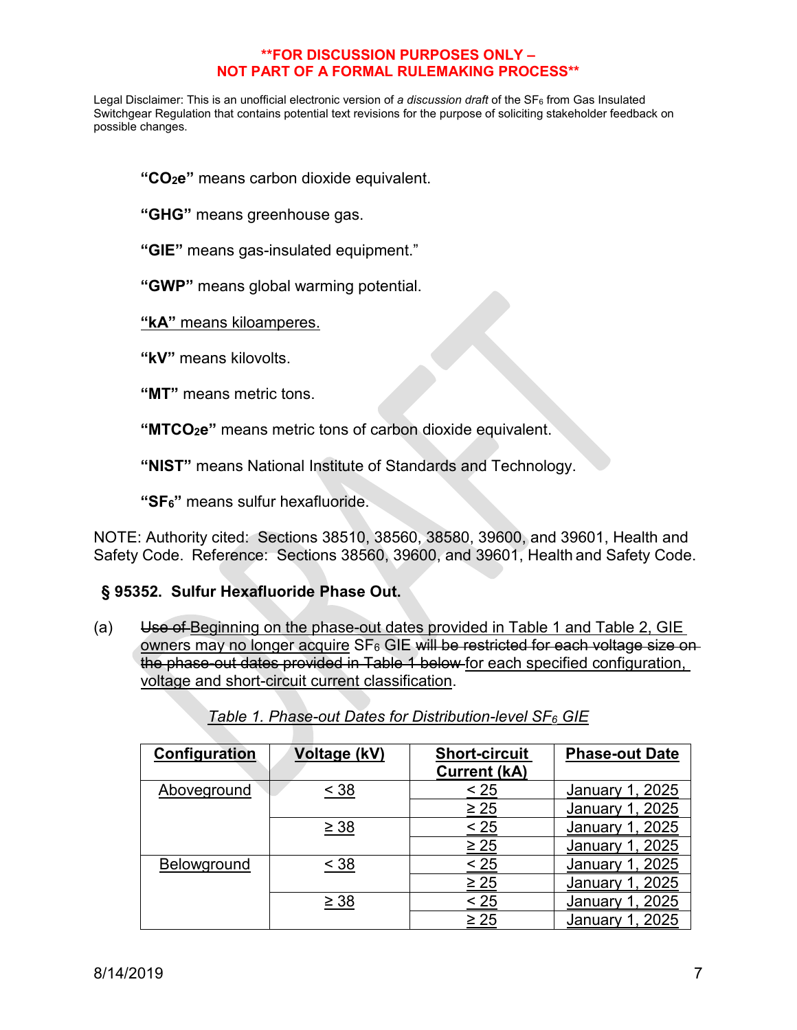**FOR DISCUSSION PURPOSES ONLY – NOT PART OF A FORMAL RULEMAKING PROCESS**

Legal Disclaimer: This is an unofficial electronic version of *a discussion draft* of the $SF_6$ from Gas Insulated Switchgear Regulation that contains potential text revisions for the purpose of soliciting stakeholder feedback on possible changes.

**"$CO_2e$"** means carbon dioxide equivalent.

**"GHG"** means greenhouse gas.

**"GIE"** means gas-insulated equipment."

**"GWP"** means global warming potential.

**"kA"** means kiloamperes.

**"kV"** means kilovolts.

**"MT"** means metric tons.

**"$MTCO_2e$"** means metric tons of carbon dioxide equivalent.

**"NIST"** means National Institute of Standards and Technology.

**"$SF_6$"** means sulfur hexafluoride.

NOTE: Authority cited: Sections 38510, 38560, 38580, 39600, and 39601, Health and Safety Code. Reference: Sections 38560, 39600, and 39601, Health and Safety Code.

### § 95352. Sulfur Hexafluoride Phase Out.

(a) ~~Use of~~ Beginning on the phase-out dates provided in Table 1 and Table 2, GIE owners may no longer acquire $SF_6$ GIE ~~will be restricted for each voltage size on the phase-out dates provided in Table 1 below~~ for each specified configuration, voltage and short-circuit current classification.

*Table 1. Phase-out Dates for Distribution-level $SF_6$ GIE*

| Configuration | Voltage (kV) | Short-circuit Current (kA) | Phase-out Date |
|---|---|---|---|
| Aboveground | < 38 | < 25 | January 1, 2025 |
| | | ≥ 25 | January 1, 2025 |
| | ≥ 38 | < 25 | January 1, 2025 |
| | | ≥ 25 | January 1, 2025 |
| Belowground | < 38 | < 25 | January 1, 2025 |
| | | ≥ 25 | January 1, 2025 |
| | ≥ 38 | < 25 | January 1, 2025 |
| | | ≥ 25 | January 1, 2025 |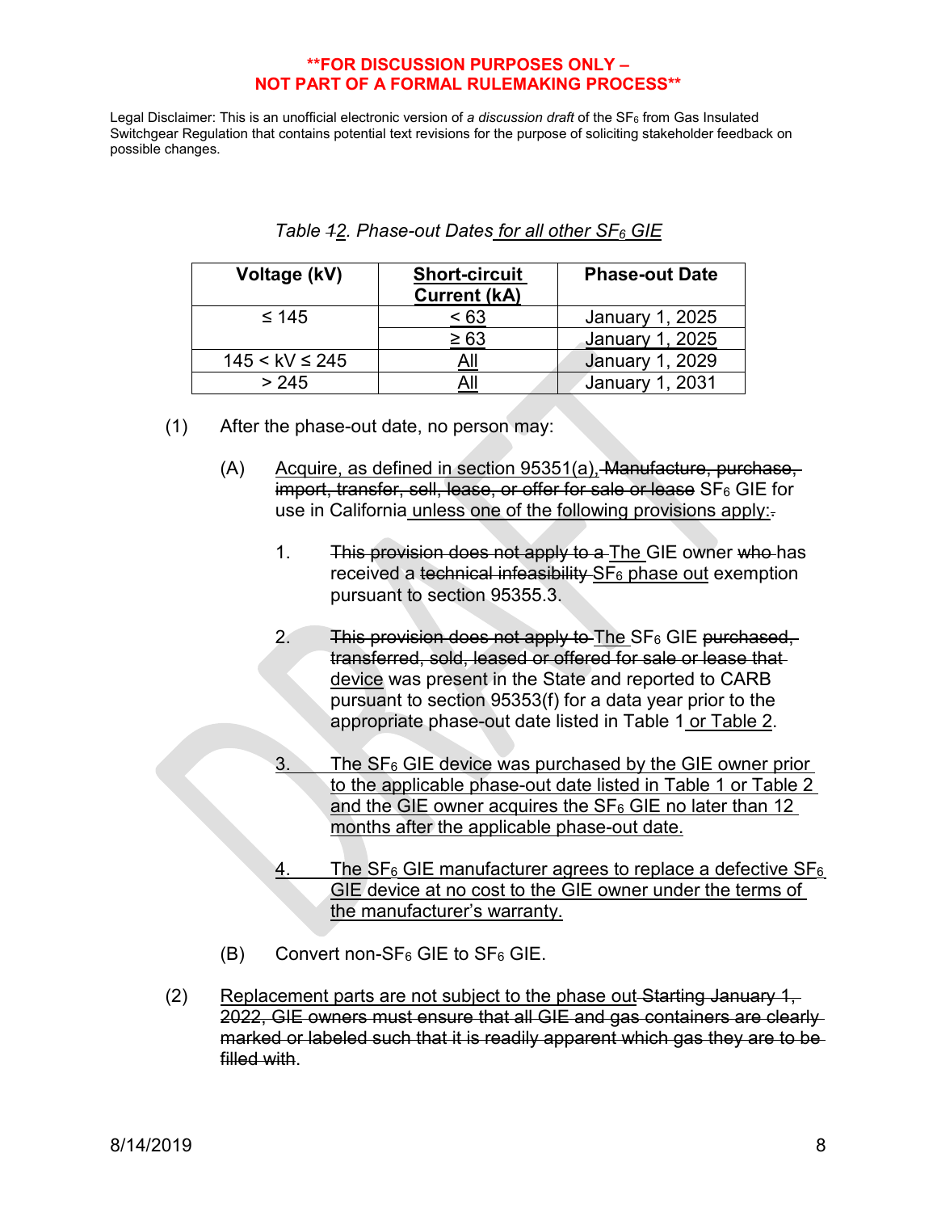**FOR DISCUSSION PURPOSES ONLY – NOT PART OF A FORMAL RULEMAKING PROCESS**

Legal Disclaimer: This is an unofficial electronic version of *a discussion draft* of the $SF_6$ from Gas Insulated Switchgear Regulation that contains potential text revisions for the purpose of soliciting stakeholder feedback on possible changes.

*Table ~~1~~2. Phase-out Dates for all other $SF_6$ GIE*

| Voltage (kV) | Short-circuit Current (kA) | Phase-out Date |
|---|---|---|
| ≤ 145 | < 63 | January 1, 2025 |
| | ≥ 63 | January 1, 2025 |
| 145 < kV ≤ 245 | All | January 1, 2029 |
| > 245 | All | January 1, 2031 |

(1) After the phase-out date, no person may:

(A) Acquire, as defined in section 95351(a), ~~Manufacture, purchase, import, transfer, sell, lease, or offer for sale or lease~~ $SF_6$ GIE for use in California unless one of the following provisions apply:~~.~~

1. ~~This provision does not apply to a~~ The GIE owner ~~who~~ has received a ~~technical infeasibility~~ $SF_6$ phase out exemption pursuant to section 95355.3.

2. ~~This provision does not apply to~~ The $SF_6$ GIE ~~purchased, transferred, sold, leased or offered for sale or lease that~~ device was present in the State and reported to CARB pursuant to section 95353(f) for a data year prior to the appropriate phase-out date listed in Table 1 or Table 2.

3. The $SF_6$ GIE device was purchased by the GIE owner prior to the applicable phase-out date listed in Table 1 or Table 2 and the GIE owner acquires the $SF_6$ GIE no later than 12 months after the applicable phase-out date.

4. The $SF_6$ GIE manufacturer agrees to replace a defective $SF_6$ GIE device at no cost to the GIE owner under the terms of the manufacturer's warranty.

(B) Convert non-$SF_6$ GIE to $SF_6$ GIE.

(2) Replacement parts are not subject to the phase out ~~Starting January 1, 2022, GIE owners must ensure that all GIE and gas containers are clearly marked or labeled such that it is readily apparent which gas they are to be filled with~~.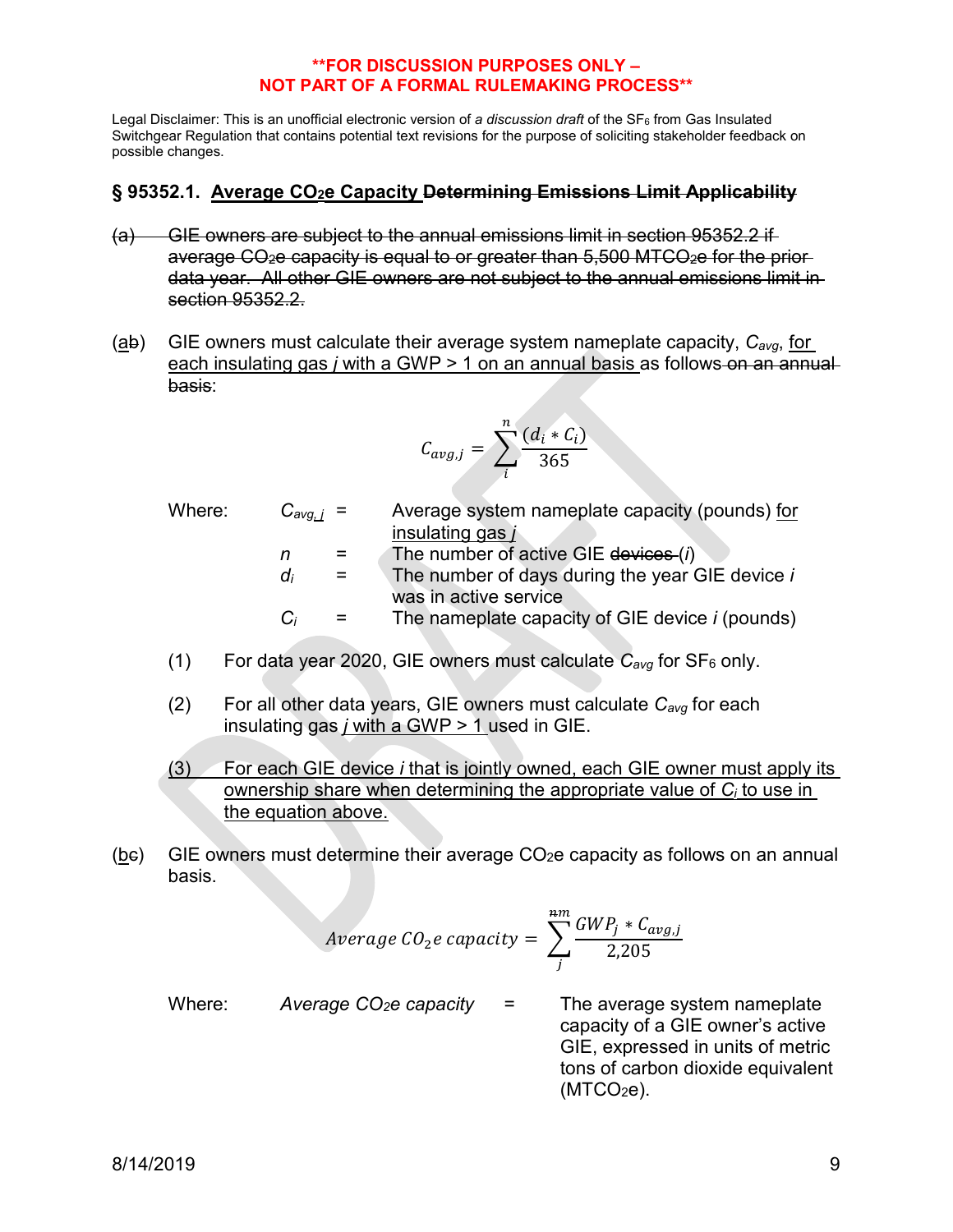**FOR DISCUSSION PURPOSES ONLY – NOT PART OF A FORMAL RULEMAKING PROCESS**

Legal Disclaimer: This is an unofficial electronic version of *a discussion draft* of the $SF_6$ from Gas Insulated Switchgear Regulation that contains potential text revisions for the purpose of soliciting stakeholder feedback on possible changes.

## § 95352.1. Average $CO_2e$ Capacity ~~Determining Emissions Limit Applicability~~

~~(a) GIE owners are subject to the annual emissions limit in section 95352.2 if average $CO_2e$ capacity is equal to or greater than 5,500 $MTCO_2e$ for the prior data year. All other GIE owners are not subject to the annual emissions limit in section 95352.2.~~

(a~~b~~) GIE owners must calculate their average system nameplate capacity, $C_{avg}$, for each insulating gas *j* with a GWP > 1 on an annual basis as follows ~~on an annual basis~~:

$$C_{avg,j} = \sum_{i}^{n} \frac{(d_i * C_i)}{365}$$

Where:

- $C_{avg,j}$ = Average system nameplate capacity (pounds) for insulating gas *j*
- $n$ = The number of active GIE ~~devices~~ ($i$)
- $d_i$ = The number of days during the year GIE device *i* was in active service
- $C_i$ = The nameplate capacity of GIE device *i* (pounds)

(1) For data year 2020, GIE owners must calculate $C_{avg}$ for $SF_6$ only.

(2) For all other data years, GIE owners must calculate $C_{avg}$ for each insulating gas *j* with a GWP > 1 used in GIE.

(3) For each GIE device *i* that is jointly owned, each GIE owner must apply its ownership share when determining the appropriate value of $C_i$ to use in the equation above.

(b~~c~~) GIE owners must determine their average $CO_2e$ capacity as follows on an annual basis.

$$Average\ CO_2e\ capacity = \sum_{j}^{m} \frac{GWP_j * C_{avg,j}}{2{,}205}$$

Where:

- *Average $CO_2e$ capacity* = The average system nameplate capacity of a GIE owner's active GIE, expressed in units of metric tons of carbon dioxide equivalent ($MTCO_2e$).

8/14/2019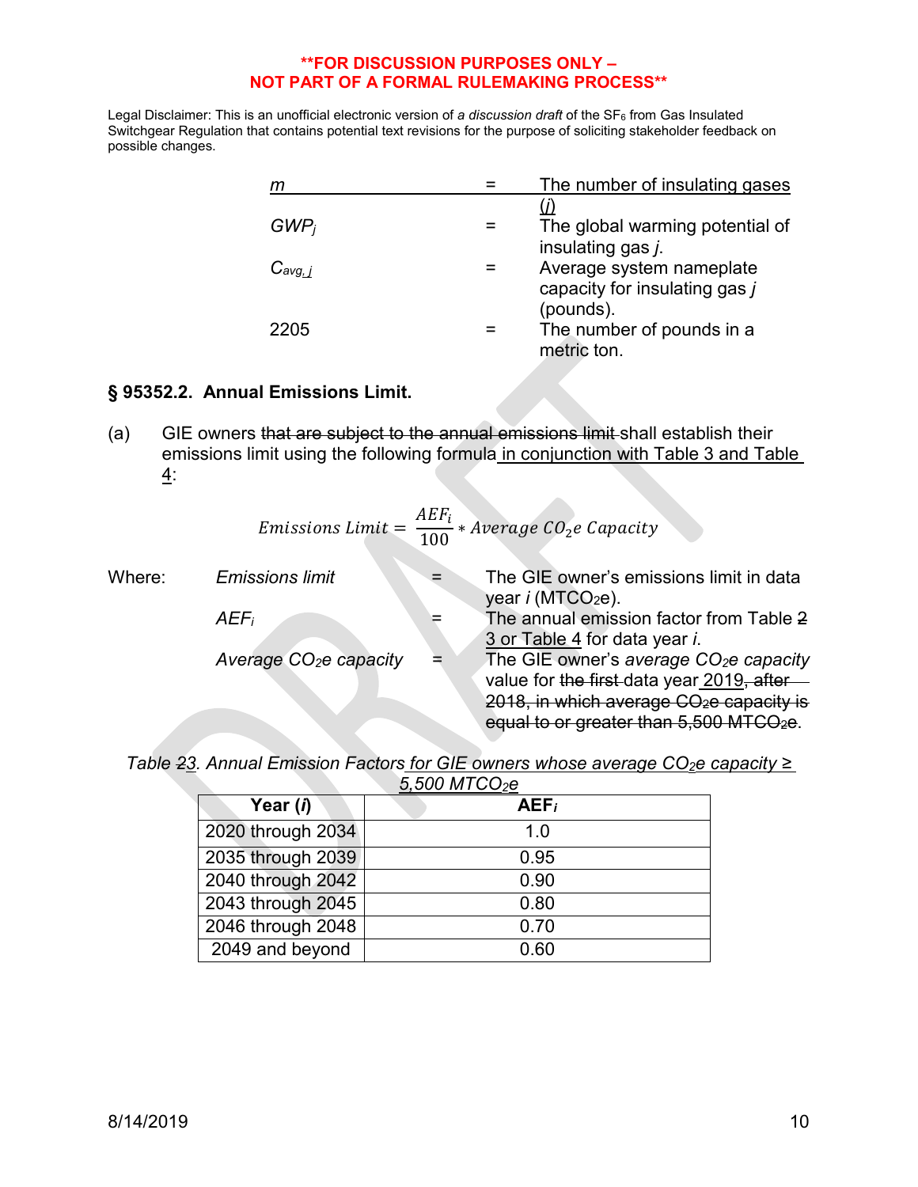**\*\*FOR DISCUSSION PURPOSES ONLY – NOT PART OF A FORMAL RULEMAKING PROCESS\*\***

Legal Disclaimer: This is an unofficial electronic version of *a discussion draft* of the $SF_6$ from Gas Insulated Switchgear Regulation that contains potential text revisions for the purpose of soliciting stakeholder feedback on possible changes.

| | | |
|---|---|---|
| $m$ | = | The number of insulating gases ($j$) |
| $GWP_j$ | = | The global warming potential of insulating gas $j$. |
| $C_{avg,j}$ | = | Average system nameplate capacity for insulating gas $j$ (pounds). |
| 2205 | = | The number of pounds in a metric ton. |

## § 95352.2. Annual Emissions Limit.

(a) GIE owners ~~that are subject to the annual emissions limit~~ shall establish their emissions limit using the following formula in conjunction with Table 3 and Table 4:

$$Emissions\ Limit = \frac{AEF_i}{100} * Average\ CO_2e\ Capacity$$

Where:

| | | |
|---|---|---|
| *Emissions limit* | = | The GIE owner's emissions limit in data year $i$ ($MTCO_2e$). |
| $AEF_i$ | = | The annual emission factor from Table ~~2~~ 3 or Table 4 for data year $i$. |
| *Average $CO_2e$ capacity* | = | The GIE owner's *average $CO_2e$ capacity* value for ~~the first~~ data year 2019~~, after 2018, in which average $CO_2e$ capacity is equal to or greater than 5,500 $MTCO_2e$~~. |

*Table ~~2~~3. Annual Emission Factors for GIE owners whose average $CO_2e$ capacity ≥ 5,500 $MTCO_2e$*

| Year ($i$) | $AEF_i$ |
|---|---|
| 2020 through 2034 | 1.0 |
| 2035 through 2039 | 0.95 |
| 2040 through 2042 | 0.90 |
| 2043 through 2045 | 0.80 |
| 2046 through 2048 | 0.70 |
| 2049 and beyond | 0.60 |

8/14/2019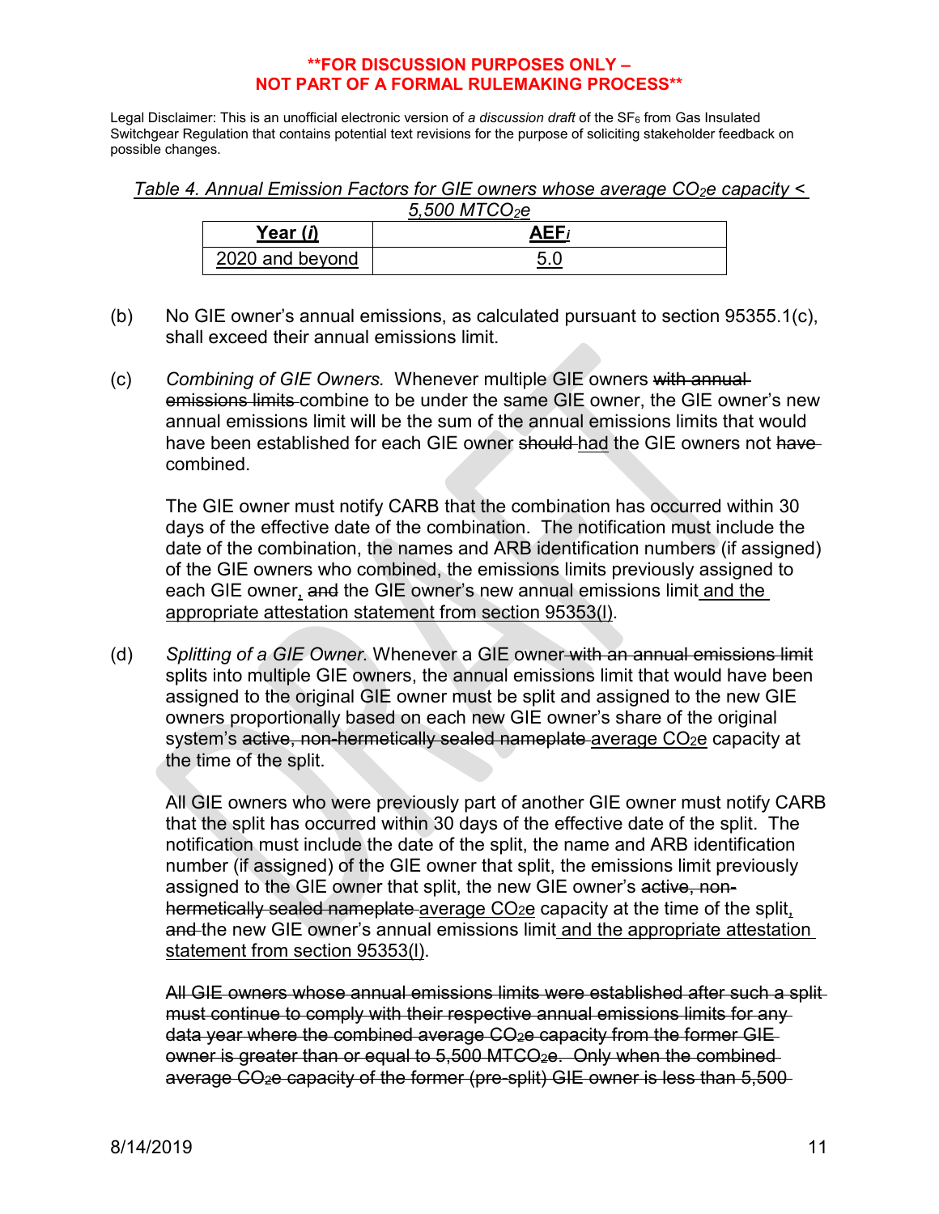**FOR DISCUSSION PURPOSES ONLY –
NOT PART OF A FORMAL RULEMAKING PROCESS**

Legal Disclaimer: This is an unofficial electronic version of *a discussion draft* of the $SF_6$ from Gas Insulated Switchgear Regulation that contains potential text revisions for the purpose of soliciting stakeholder feedback on possible changes.

*Table 4. Annual Emission Factors for GIE owners whose average $CO_2e$ capacity < 5,500 $MTCO_2e$*

| Year ($i$) | $AEF_i$ |
|---|---|
| 2020 and beyond | 5.0 |

(b) No GIE owner's annual emissions, as calculated pursuant to section 95355.1(c), shall exceed their annual emissions limit.

(c) *Combining of GIE Owners.* Whenever multiple GIE owners ~~with annual emissions limits~~ combine to be under the same GIE owner, the GIE owner's new annual emissions limit will be the sum of the annual emissions limits that would have been established for each GIE owner ~~should~~ had the GIE owners not ~~have~~ combined.

The GIE owner must notify CARB that the combination has occurred within 30 days of the effective date of the combination. The notification must include the date of the combination, the names and ARB identification numbers (if assigned) of the GIE owners who combined, the emissions limits previously assigned to each GIE owner, ~~and~~ the GIE owner's new annual emissions limit and the appropriate attestation statement from section 95353(l).

(d) *Splitting of a GIE Owner.* Whenever a GIE owner ~~with an annual emissions limit~~ splits into multiple GIE owners, the annual emissions limit that would have been assigned to the original GIE owner must be split and assigned to the new GIE owners proportionally based on each new GIE owner's share of the original system's ~~active, non-hermetically sealed nameplate~~ average $CO_2e$ capacity at the time of the split.

All GIE owners who were previously part of another GIE owner must notify CARB that the split has occurred within 30 days of the effective date of the split. The notification must include the date of the split, the name and ARB identification number (if assigned) of the GIE owner that split, the emissions limit previously assigned to the GIE owner that split, the new GIE owner's ~~active, non-hermetically sealed nameplate~~ average $CO_2e$ capacity at the time of the split, ~~and~~ the new GIE owner's annual emissions limit and the appropriate attestation statement from section 95353(l).

~~All GIE owners whose annual emissions limits were established after such a split must continue to comply with their respective annual emissions limits for any data year where the combined average $CO_2e$ capacity from the former GIE owner is greater than or equal to 5,500 $MTCO_2e$. Only when the combined average $CO_2e$ capacity of the former (pre-split) GIE owner is less than 5,500~~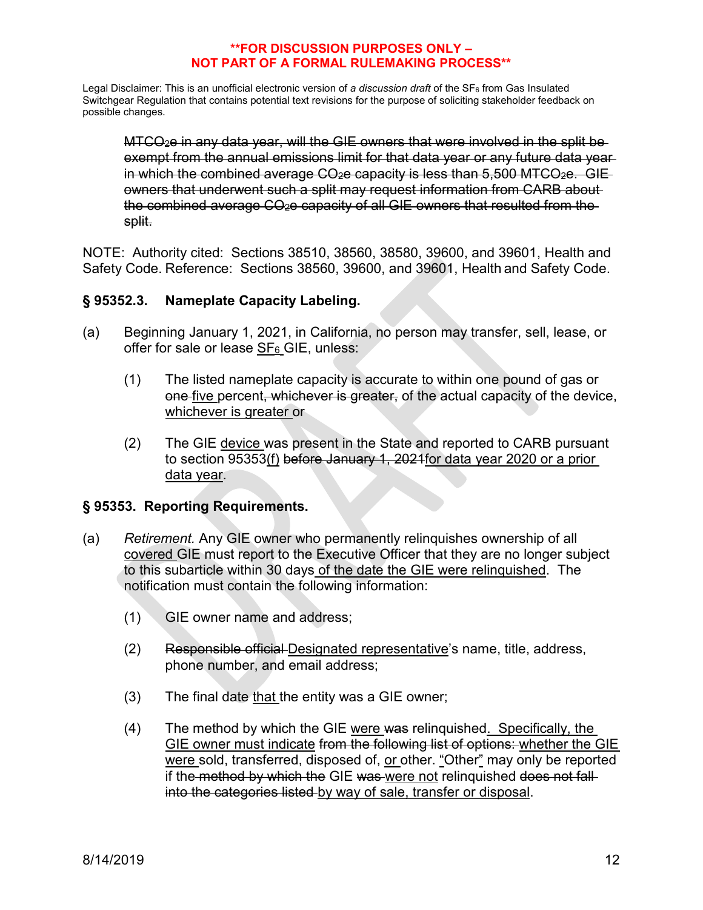**FOR DISCUSSION PURPOSES ONLY – NOT PART OF A FORMAL RULEMAKING PROCESS**

Legal Disclaimer: This is an unofficial electronic version of *a discussion draft* of the $SF_6$ from Gas Insulated Switchgear Regulation that contains potential text revisions for the purpose of soliciting stakeholder feedback on possible changes.

~~$MTCO_2e$ in any data year, will the GIE owners that were involved in the split be exempt from the annual emissions limit for that data year or any future data year in which the combined average $CO_2e$ capacity is less than 5,500 $MTCO_2e$. GIE owners that underwent such a split may request information from CARB about the combined average $CO_2e$ capacity of all GIE owners that resulted from the split.~~

NOTE: Authority cited: Sections 38510, 38560, 38580, 39600, and 39601, Health and Safety Code. Reference: Sections 38560, 39600, and 39601, Health and Safety Code.

## § 95352.3. Nameplate Capacity Labeling.

(a) Beginning January 1, 2021, in California, no person may transfer, sell, lease, or offer for sale or lease <u>$SF_6$</u> GIE, unless:

(1) The listed nameplate capacity is accurate to within one pound of gas or ~~one~~ <u>five</u> percent~~, whichever is greater,~~ of the actual capacity of the device, <u>whichever is greater</u> or

(2) The GIE <u>device</u> was present in the State and reported to CARB pursuant to section 95353<u>(f)</u> ~~before January 1, 2021~~<u>for data year 2020 or a prior data year</u>.

## § 95353. Reporting Requirements.

(a) *Retirement.* Any GIE owner who permanently relinquishes ownership of all <u>covered</u> GIE must report to the Executive Officer that they are no longer subject to this subarticle within 30 days <u>of the date the GIE were relinquished</u>. The notification must contain the following information:

(1) GIE owner name and address;

(2) ~~Responsible official~~ <u>Designated representative</u>'s name, title, address, phone number, and email address;

(3) The final date <u>that</u> the entity was a GIE owner;

(4) The method by which the GIE <u>were</u> ~~was~~ relinquished<u>. Specifically, the GIE owner must indicate</u> ~~from the following list of options:~~ <u>whether the GIE were</u> sold, transferred, disposed of, <u>or</u> other. "Other" may only be reported if the ~~method by which the~~ GIE ~~was~~ <u>were not</u> relinquished ~~does not fall into the categories listed~~ <u>by way of sale, transfer or disposal</u>.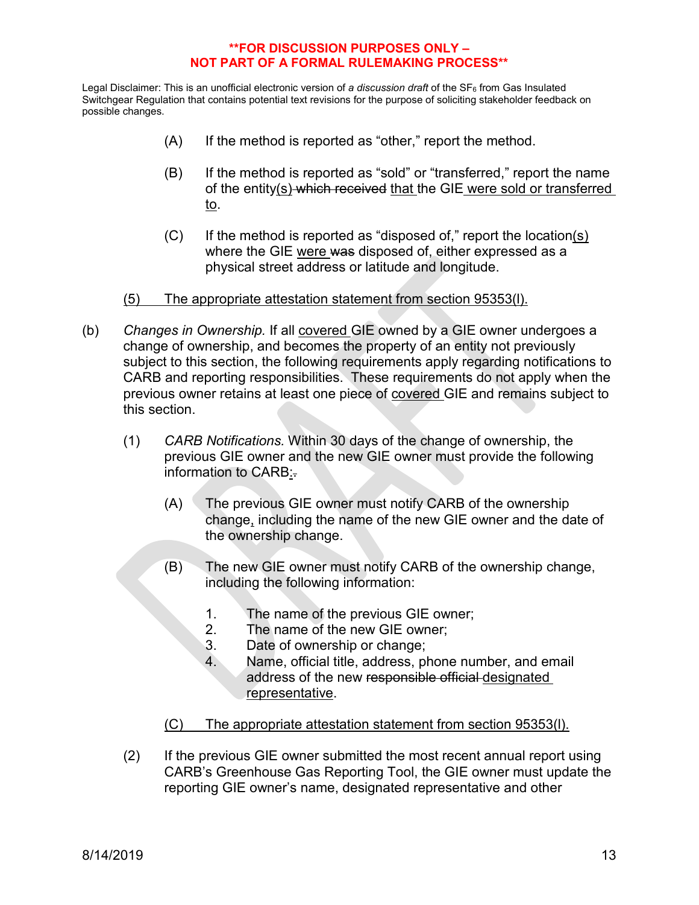**FOR DISCUSSION PURPOSES ONLY –
NOT PART OF A FORMAL RULEMAKING PROCESS**

Legal Disclaimer: This is an unofficial electronic version of *a discussion draft* of the $SF_6$ from Gas Insulated Switchgear Regulation that contains potential text revisions for the purpose of soliciting stakeholder feedback on possible changes.

(A) If the method is reported as "other," report the method.

(B) If the method is reported as "sold" or "transferred," report the name of the entity(s) ~~which received~~ that the GIE were sold or transferred to.

(C) If the method is reported as "disposed of," report the location(s) where the GIE were ~~was~~ disposed of, either expressed as a physical street address or latitude and longitude.

(5) The appropriate attestation statement from section 95353(l).

(b) *Changes in Ownership.* If all covered GIE owned by a GIE owner undergoes a change of ownership, and becomes the property of an entity not previously subject to this section, the following requirements apply regarding notifications to CARB and reporting responsibilities. These requirements do not apply when the previous owner retains at least one piece of covered GIE and remains subject to this section.

(1) *CARB Notifications.* Within 30 days of the change of ownership, the previous GIE owner and the new GIE owner must provide the following information to CARB:~~.~~

(A) The previous GIE owner must notify CARB of the ownership change, including the name of the new GIE owner and the date of the ownership change.

(B) The new GIE owner must notify CARB of the ownership change, including the following information:

1. The name of the previous GIE owner;
2. The name of the new GIE owner;
3. Date of ownership or change;
4. Name, official title, address, phone number, and email address of the new ~~responsible official~~ designated representative.

(C) The appropriate attestation statement from section 95353(l).

(2) If the previous GIE owner submitted the most recent annual report using CARB's Greenhouse Gas Reporting Tool, the GIE owner must update the reporting GIE owner's name, designated representative and other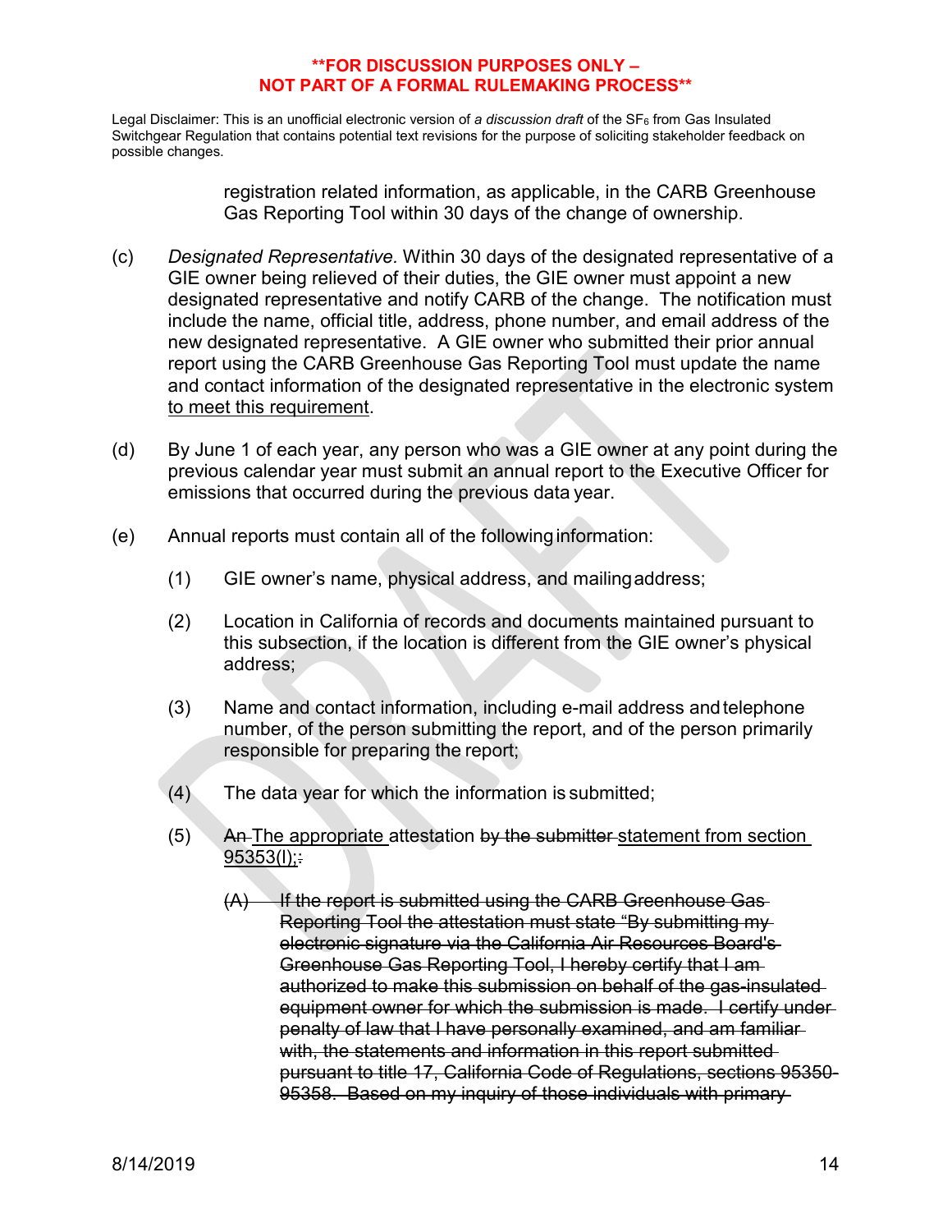**FOR DISCUSSION PURPOSES ONLY –
NOT PART OF A FORMAL RULEMAKING PROCESS**

Legal Disclaimer: This is an unofficial electronic version of *a discussion draft* of the $SF_6$ from Gas Insulated Switchgear Regulation that contains potential text revisions for the purpose of soliciting stakeholder feedback on possible changes.

registration related information, as applicable, in the CARB Greenhouse Gas Reporting Tool within 30 days of the change of ownership.

(c) *Designated Representative.* Within 30 days of the designated representative of a GIE owner being relieved of their duties, the GIE owner must appoint a new designated representative and notify CARB of the change. The notification must include the name, official title, address, phone number, and email address of the new designated representative. A GIE owner who submitted their prior annual report using the CARB Greenhouse Gas Reporting Tool must update the name and contact information of the designated representative in the electronic system <u>to meet this requirement</u>.

(d) By June 1 of each year, any person who was a GIE owner at any point during the previous calendar year must submit an annual report to the Executive Officer for emissions that occurred during the previous data year.

(e) Annual reports must contain all of the following information:

(1) GIE owner's name, physical address, and mailing address;

(2) Location in California of records and documents maintained pursuant to this subsection, if the location is different from the GIE owner's physical address;

(3) Name and contact information, including e-mail address and telephone number, of the person submitting the report, and of the person primarily responsible for preparing the report;

(4) The data year for which the information is submitted;

(5) ~~An~~ <u>The appropriate</u> attestation ~~by the submitter~~ <u>statement from section 95353(l);</u>~~:~~

~~(A) If the report is submitted using the CARB Greenhouse Gas Reporting Tool the attestation must state "By submitting my electronic signature via the California Air Resources Board's Greenhouse Gas Reporting Tool, I hereby certify that I am authorized to make this submission on behalf of the gas-insulated equipment owner for which the submission is made. I certify under penalty of law that I have personally examined, and am familiar with, the statements and information in this report submitted pursuant to title 17, California Code of Regulations, sections 95350-95358. Based on my inquiry of those individuals with primary~~

8/14/2019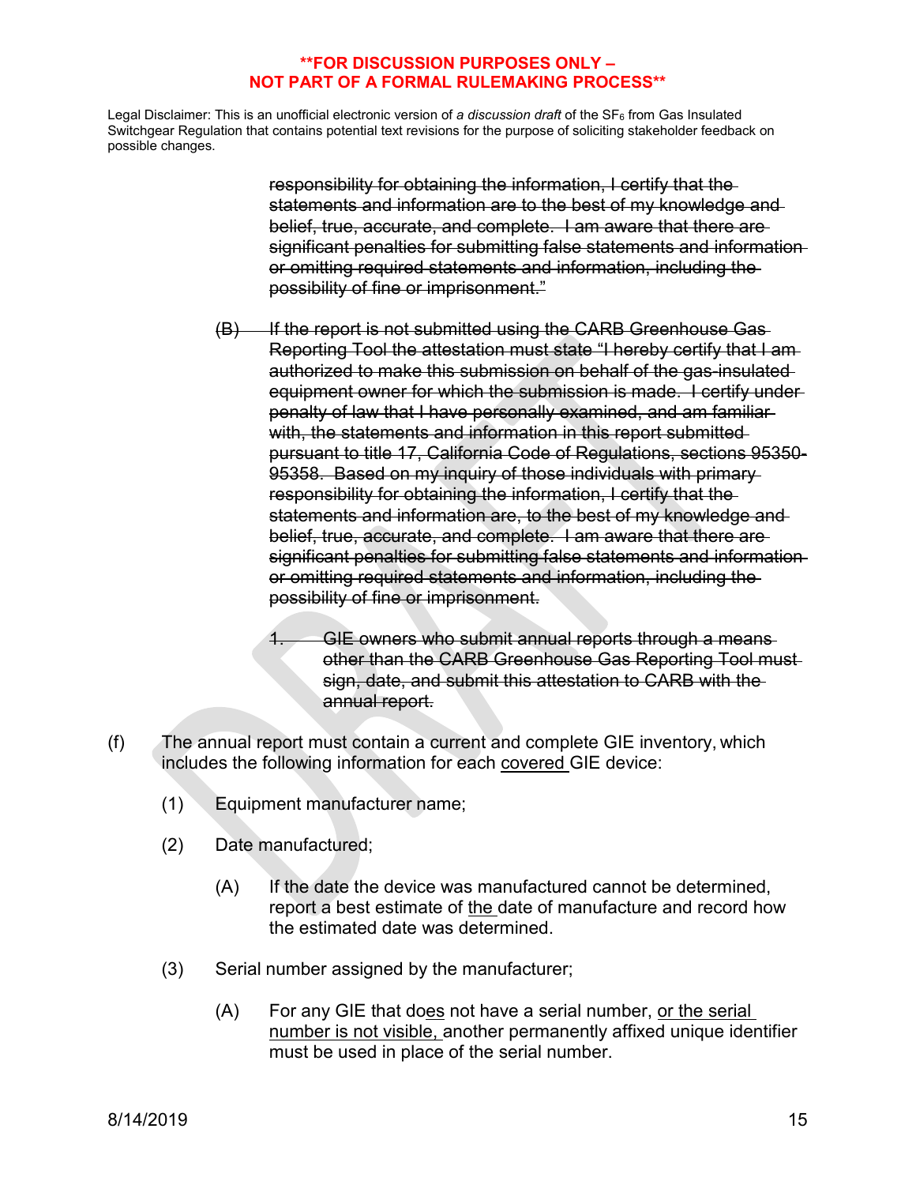**FOR DISCUSSION PURPOSES ONLY – NOT PART OF A FORMAL RULEMAKING PROCESS**

Legal Disclaimer: This is an unofficial electronic version of *a discussion draft* of the $SF_6$ from Gas Insulated Switchgear Regulation that contains potential text revisions for the purpose of soliciting stakeholder feedback on possible changes.

~~responsibility for obtaining the information, I certify that the statements and information are to the best of my knowledge and belief, true, accurate, and complete. I am aware that there are significant penalties for submitting false statements and information or omitting required statements and information, including the possibility of fine or imprisonment."~~

~~(B) If the report is not submitted using the CARB Greenhouse Gas Reporting Tool the attestation must state "I hereby certify that I am authorized to make this submission on behalf of the gas-insulated equipment owner for which the submission is made. I certify under penalty of law that I have personally examined, and am familiar with, the statements and information in this report submitted pursuant to title 17, California Code of Regulations, sections 95350-95358. Based on my inquiry of those individuals with primary responsibility for obtaining the information, I certify that the statements and information are, to the best of my knowledge and belief, true, accurate, and complete. I am aware that there are significant penalties for submitting false statements and information or omitting required statements and information, including the possibility of fine or imprisonment.~~

~~1. GIE owners who submit annual reports through a means other than the CARB Greenhouse Gas Reporting Tool must sign, date, and submit this attestation to CARB with the annual report.~~

(f) The annual report must contain a current and complete GIE inventory, which includes the following information for each <u>covered</u> GIE device:

(1) Equipment manufacturer name;

(2) Date manufactured;

(A) If the date the device was manufactured cannot be determined, report a best estimate of <u>the</u> date of manufacture and record how the estimated date was determined.

(3) Serial number assigned by the manufacturer;

(A) For any GIE that do<u>es</u> not have a serial number, <u>or the serial number is not visible,</u> another permanently affixed unique identifier must be used in place of the serial number.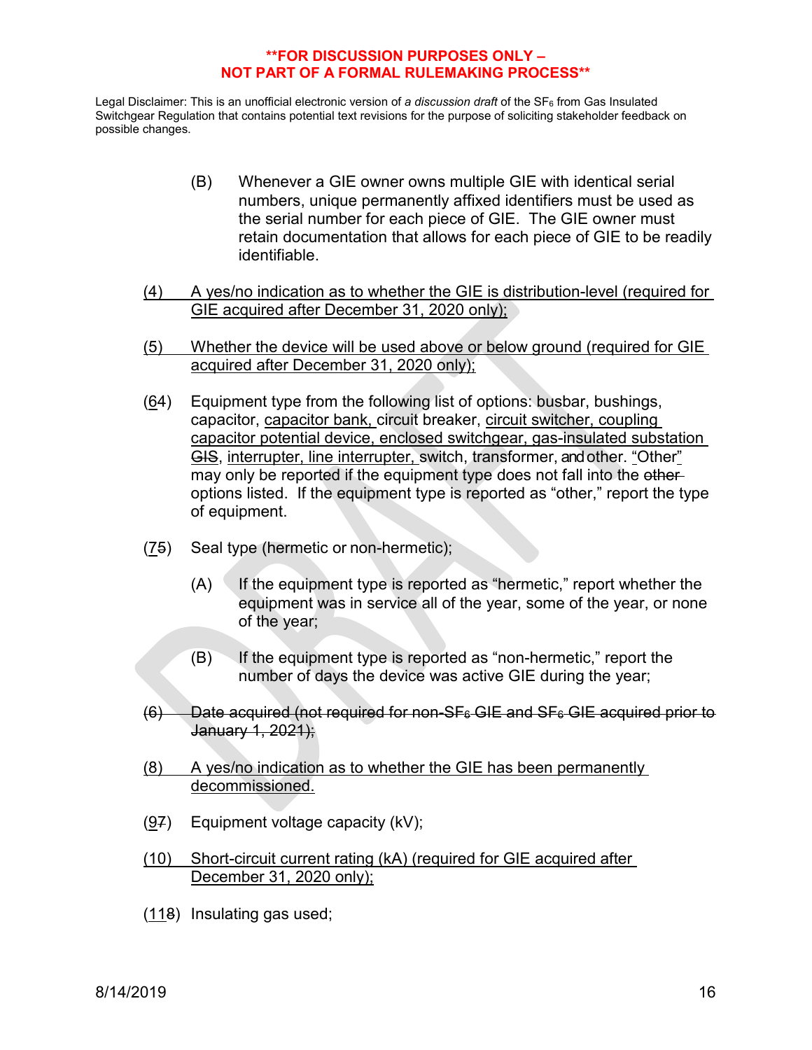**FOR DISCUSSION PURPOSES ONLY – NOT PART OF A FORMAL RULEMAKING PROCESS**

Legal Disclaimer: This is an unofficial electronic version of *a discussion draft* of the $SF_6$ from Gas Insulated Switchgear Regulation that contains potential text revisions for the purpose of soliciting stakeholder feedback on possible changes.

(B) Whenever a GIE owner owns multiple GIE with identical serial numbers, unique permanently affixed identifiers must be used as the serial number for each piece of GIE. The GIE owner must retain documentation that allows for each piece of GIE to be readily identifiable.

(4) A yes/no indication as to whether the GIE is distribution-level (required for GIE acquired after December 31, 2020 only);

(5) Whether the device will be used above or below ground (required for GIE acquired after December 31, 2020 only);

(~~4~~6) Equipment type from the following list of options: busbar, bushings, capacitor, capacitor bank, circuit breaker, circuit switcher, coupling capacitor potential device, enclosed switchgear, gas-insulated substation ~~GIS~~, interrupter, line interrupter, switch, transformer, and other. "Other" may only be reported if the equipment type does not fall into the ~~other~~ options listed. If the equipment type is reported as "other," report the type of equipment.

(~~5~~7) Seal type (hermetic or non-hermetic);

(A) If the equipment type is reported as "hermetic," report whether the equipment was in service all of the year, some of the year, or none of the year;

(B) If the equipment type is reported as "non-hermetic," report the number of days the device was active GIE during the year;

~~(6) Date acquired (not required for non-$SF_6$ GIE and $SF_6$ GIE acquired prior to January 1, 2021);~~

(8) A yes/no indication as to whether the GIE has been permanently decommissioned.

(~~7~~9) Equipment voltage capacity (kV);

(10) Short-circuit current rating (kA) (required for GIE acquired after December 31, 2020 only);

(~~8~~11) Insulating gas used;

8/14/2019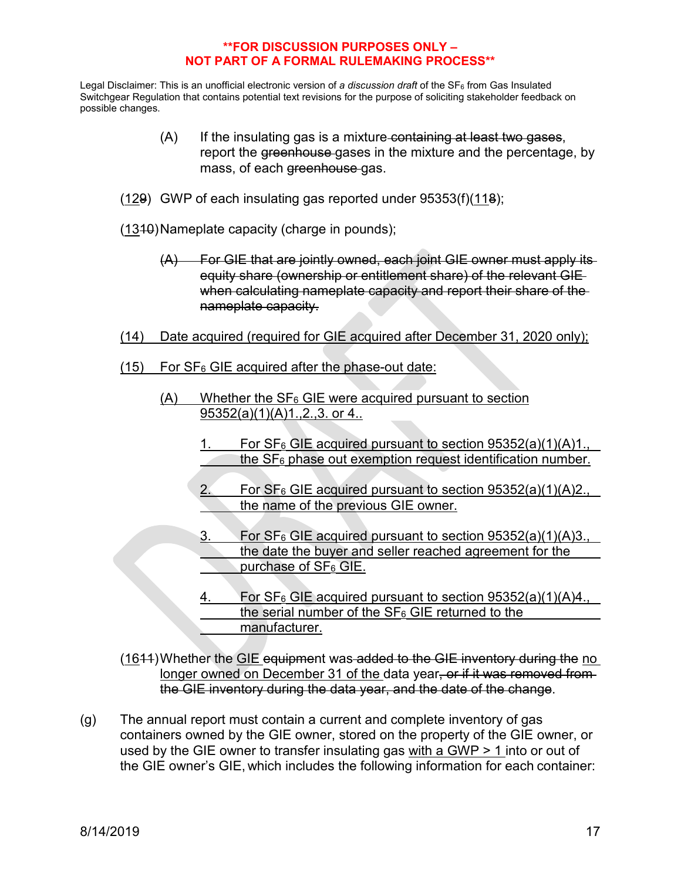**FOR DISCUSSION PURPOSES ONLY – NOT PART OF A FORMAL RULEMAKING PROCESS**

Legal Disclaimer: This is an unofficial electronic version of *a discussion draft* of the $SF_6$ from Gas Insulated Switchgear Regulation that contains potential text revisions for the purpose of soliciting stakeholder feedback on possible changes.

(A) If the insulating gas is a mixture ~~containing at least two gases~~, report the ~~greenhouse~~ gases in the mixture and the percentage, by mass, of each ~~greenhouse~~ gas.

(<u>12</u>~~9~~) GWP of each insulating gas reported under 95353(f)(<u>11</u>~~8~~);

(<u>13</u>~~10~~) Nameplate capacity (charge in pounds);

~~(A) For GIE that are jointly owned, each joint GIE owner must apply its equity share (ownership or entitlement share) of the relevant GIE when calculating nameplate capacity and report their share of the nameplate capacity.~~

<u>(14) Date acquired (required for GIE acquired after December 31, 2020 only);</u>

<u>(15) For $SF_6$ GIE acquired after the phase-out date:</u>

<u>(A) Whether the $SF_6$ GIE were acquired pursuant to section 95352(a)(1)(A)1.,2.,3. or 4..</u>

<u>1. For $SF_6$ GIE acquired pursuant to section 95352(a)(1)(A)1., the $SF_6$ phase out exemption request identification number.</u>

<u>2. For $SF_6$ GIE acquired pursuant to section 95352(a)(1)(A)2., the name of the previous GIE owner.</u>

<u>3. For $SF_6$ GIE acquired pursuant to section 95352(a)(1)(A)3., the date the buyer and seller reached agreement for the purchase of $SF_6$ GIE.</u>

<u>4. For $SF_6$ GIE acquired pursuant to section 95352(a)(1)(A)4., the serial number of the $SF_6$ GIE returned to the manufacturer.</u>

(<u>16</u>~~11~~) Whether the <u>GIE</u> ~~equipment~~ was ~~added to the GIE inventory during the~~ <u>no longer owned on December 31 of the</u> data year~~, or if it was removed from the GIE inventory during the data year, and the date of the change~~.

(g) The annual report must contain a current and complete inventory of gas containers owned by the GIE owner, stored on the property of the GIE owner, or used by the GIE owner to transfer insulating gas <u>with a GWP > 1</u> into or out of the GIE owner's GIE, which includes the following information for each container: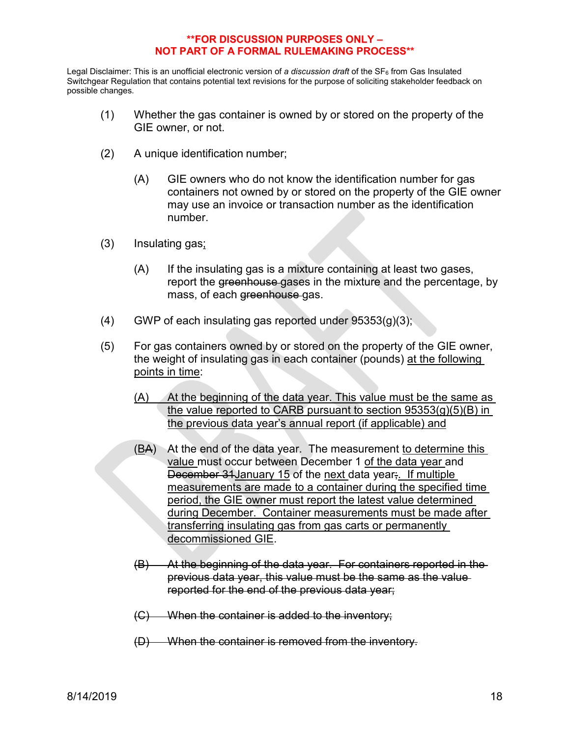**FOR DISCUSSION PURPOSES ONLY – NOT PART OF A FORMAL RULEMAKING PROCESS**

Legal Disclaimer: This is an unofficial electronic version of *a discussion draft* of the $SF_6$ from Gas Insulated Switchgear Regulation that contains potential text revisions for the purpose of soliciting stakeholder feedback on possible changes.

(1) Whether the gas container is owned by or stored on the property of the GIE owner, or not.

(2) A unique identification number;

(A) GIE owners who do not know the identification number for gas containers not owned by or stored on the property of the GIE owner may use an invoice or transaction number as the identification number.

(3) Insulating gas;

(A) If the insulating gas is a mixture containing at least two gases, report the ~~greenhouse~~ gases in the mixture and the percentage, by mass, of each ~~greenhouse~~ gas.

(4) GWP of each insulating gas reported under 95353(g)(3);

(5) For gas containers owned by or stored on the property of the GIE owner, the weight of insulating gas in each container (pounds) at the following points in time:

(A) At the beginning of the data year. This value must be the same as the value reported to CARB pursuant to section 95353(g)(5)(B) in the previous data year's annual report (if applicable) and

(B~~A~~) At the end of the data year. The measurement to determine this value must occur between December 1 of the data year and ~~December 31~~January 15 of the next data year~~;~~. If multiple measurements are made to a container during the specified time period, the GIE owner must report the latest value determined during December. Container measurements must be made after transferring insulating gas from gas carts or permanently decommissioned GIE.

~~(B) At the beginning of the data year. For containers reported in the previous data year, this value must be the same as the value reported for the end of the previous data year;~~

~~(C) When the container is added to the inventory;~~

~~(D) When the container is removed from the inventory.~~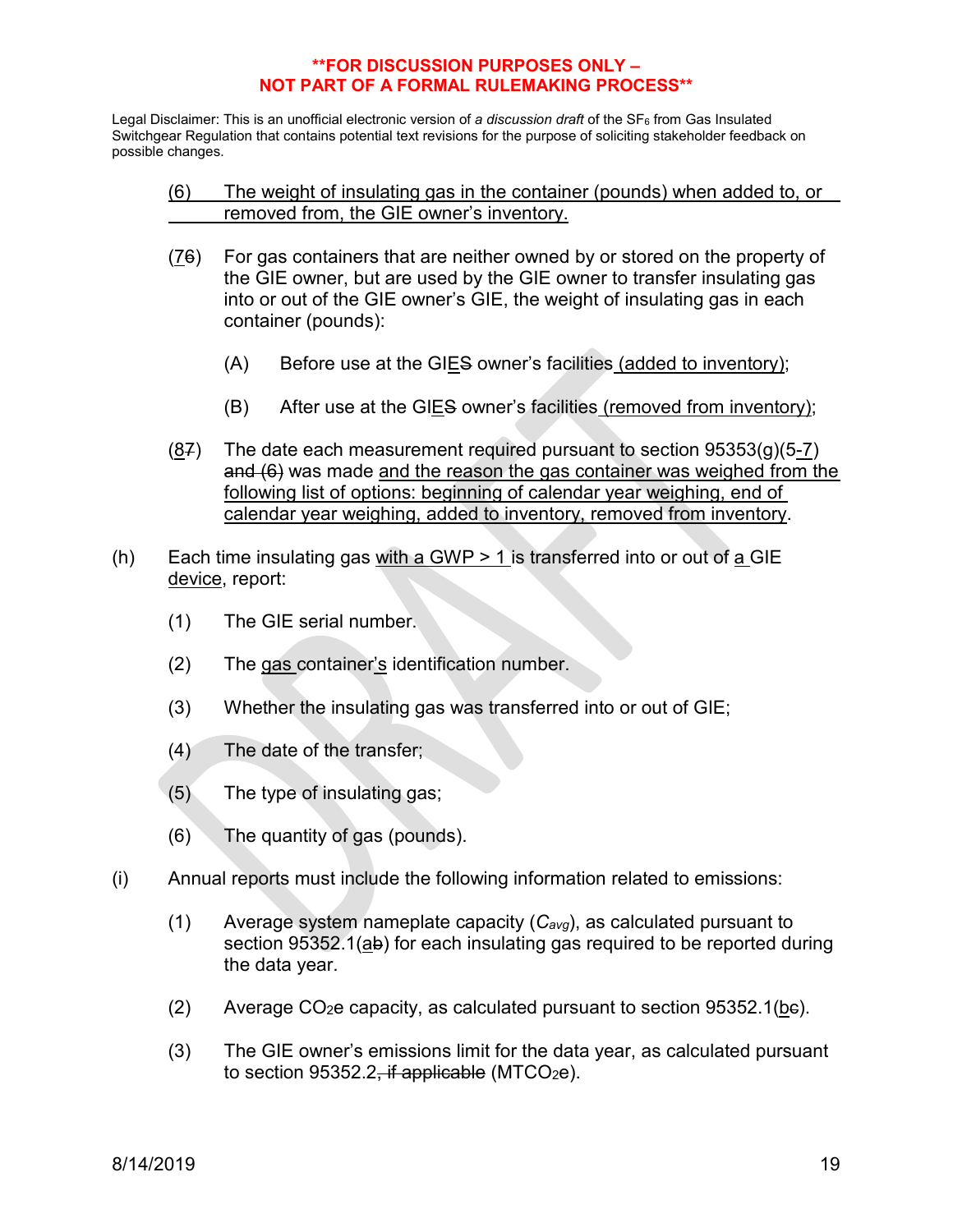**FOR DISCUSSION PURPOSES ONLY – NOT PART OF A FORMAL RULEMAKING PROCESS**

Legal Disclaimer: This is an unofficial electronic version of *a discussion draft* of the $SF_6$ from Gas Insulated Switchgear Regulation that contains potential text revisions for the purpose of soliciting stakeholder feedback on possible changes.

(6) The weight of insulating gas in the container (pounds) when added to, or removed from, the GIE owner's inventory.

(76) For gas containers that are neither owned by or stored on the property of the GIE owner, but are used by the GIE owner to transfer insulating gas into or out of the GIE owner's GIE, the weight of insulating gas in each container (pounds):

(A) Before use at the GIES owner's facilities (added to inventory);

(B) After use at the GIES owner's facilities (removed from inventory);

(87) The date each measurement required pursuant to section 95353(g)(5-7) and (6) was made and the reason the gas container was weighed from the following list of options: beginning of calendar year weighing, end of calendar year weighing, added to inventory, removed from inventory.

(h) Each time insulating gas with a GWP > 1 is transferred into or out of a GIE device, report:

(1) The GIE serial number.

(2) The gas container's identification number.

(3) Whether the insulating gas was transferred into or out of GIE;

(4) The date of the transfer;

(5) The type of insulating gas;

(6) The quantity of gas (pounds).

(i) Annual reports must include the following information related to emissions:

(1) Average system nameplate capacity ($C_{avg}$), as calculated pursuant to section 95352.1(ab) for each insulating gas required to be reported during the data year.

(2) Average $CO_2e$ capacity, as calculated pursuant to section 95352.1(bc).

(3) The GIE owner's emissions limit for the data year, as calculated pursuant to section 95352.2, if applicable ($MTCO_2e$).

8/14/2019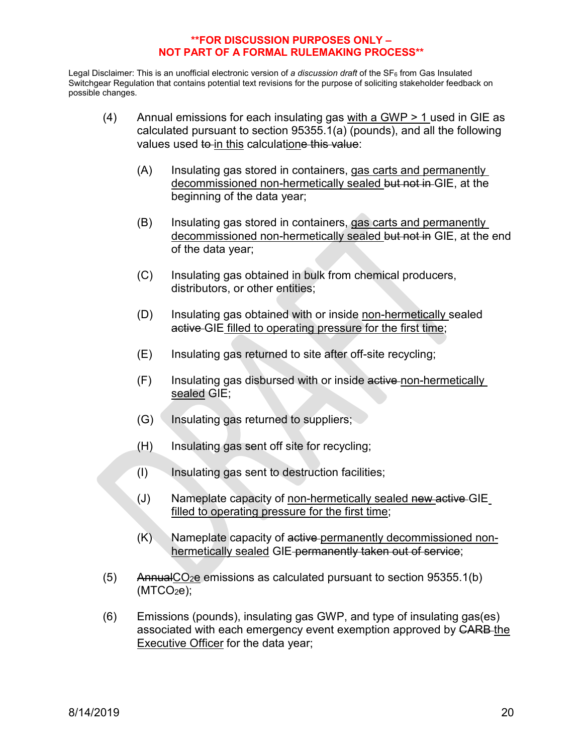**FOR DISCUSSION PURPOSES ONLY –**
**NOT PART OF A FORMAL RULEMAKING PROCESS**

Legal Disclaimer: This is an unofficial electronic version of *a discussion draft* of the $SF_6$ from Gas Insulated Switchgear Regulation that contains potential text revisions for the purpose of soliciting stakeholder feedback on possible changes.

(4) Annual emissions for each insulating gas <u>with a GWP > 1</u> used in GIE as calculated pursuant to section 95355.1(a) (pounds), and all the following values used ~~to~~ <u>in this</u> calculati<u>on</u>~~e this value~~:

(A) Insulating gas stored in containers, <u>gas carts and permanently decommissioned non-hermetically sealed</u> ~~but not in~~ GIE, at the beginning of the data year;

(B) Insulating gas stored in containers, <u>gas carts and permanently decommissioned non-hermetically sealed</u> ~~but not in~~ GIE, at the end of the data year;

(C) Insulating gas obtained in bulk from chemical producers, distributors, or other entities;

(D) Insulating gas obtained with or inside <u>non-hermetically</u> sealed ~~active~~ GIE <u>filled to operating pressure for the first time</u>;

(E) Insulating gas returned to site after off-site recycling;

(F) Insulating gas disbursed with or inside ~~active~~ <u>non-hermetically sealed</u> GIE;

(G) Insulating gas returned to suppliers;

(H) Insulating gas sent off site for recycling;

(I) Insulating gas sent to destruction facilities;

(J) Nameplate capacity of <u>non-hermetically sealed</u> ~~new active~~ GIE <u>filled to operating pressure for the first time</u>;

(K) Nameplate capacity of ~~active~~ <u>permanently decommissioned non-hermetically sealed</u> GIE ~~permanently taken out of service~~;

(5) ~~Annual~~<u>$CO_2e$</u> emissions as calculated pursuant to section 95355.1(b) ($MTCO_2e$);

(6) Emissions (pounds), insulating gas GWP, and type of insulating gas(es) associated with each emergency event exemption approved by ~~CARB~~ <u>the Executive Officer</u> for the data year;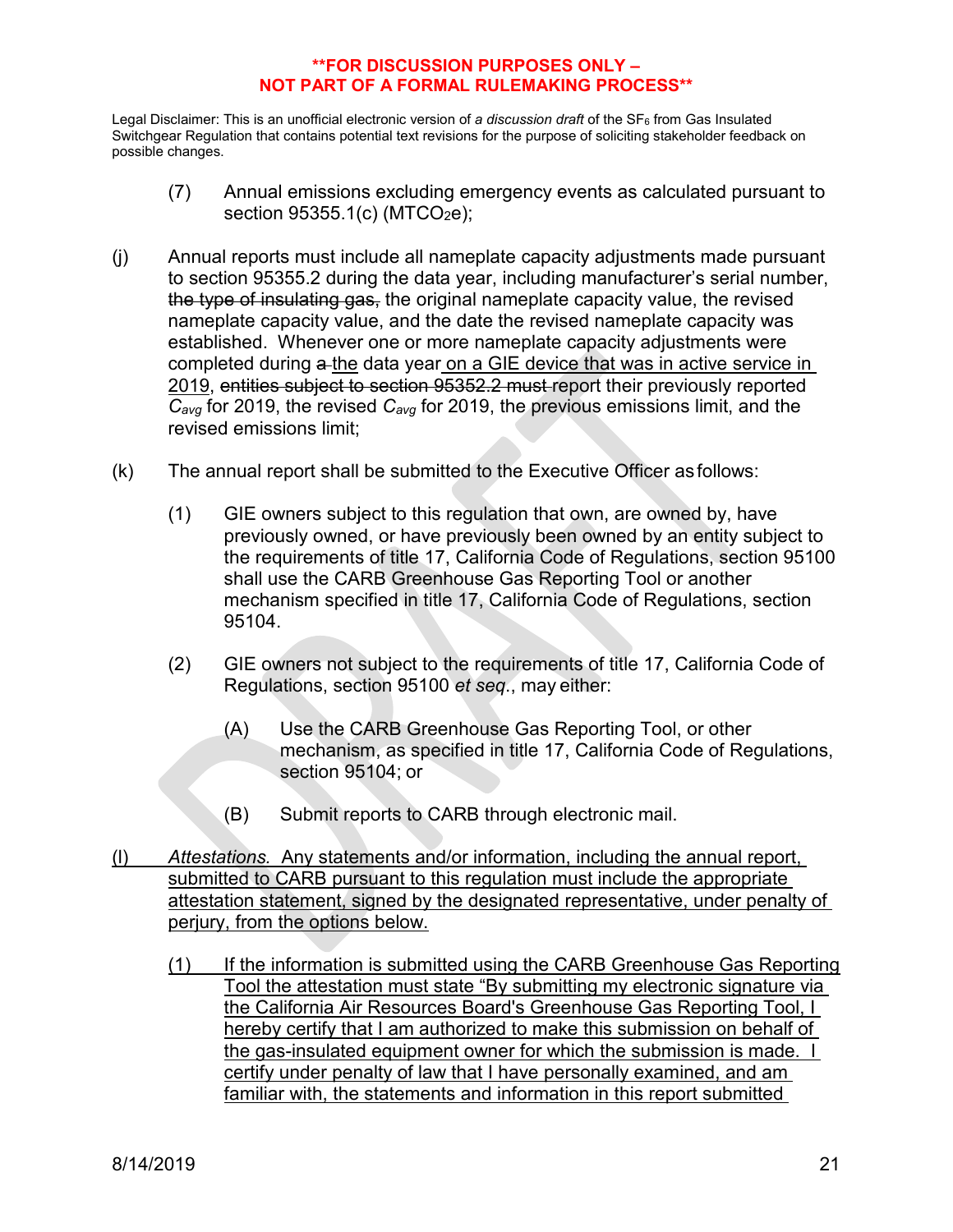**FOR DISCUSSION PURPOSES ONLY – NOT PART OF A FORMAL RULEMAKING PROCESS**

Legal Disclaimer: This is an unofficial electronic version of *a discussion draft* of the $SF_6$ from Gas Insulated Switchgear Regulation that contains potential text revisions for the purpose of soliciting stakeholder feedback on possible changes.

(7) Annual emissions excluding emergency events as calculated pursuant to section 95355.1(c) ($MTCO_2e$);

(j) Annual reports must include all nameplate capacity adjustments made pursuant to section 95355.2 during the data year, including manufacturer's serial number, ~~the type of insulating gas,~~ the original nameplate capacity value, the revised nameplate capacity value, and the date the revised nameplate capacity was established. Whenever one or more nameplate capacity adjustments were completed during ~~a~~ the data year on a GIE device that was in active service in 2019, ~~entities subject to section 95352.2 must~~ report their previously reported $C_{avg}$ for 2019, the revised $C_{avg}$ for 2019, the previous emissions limit, and the revised emissions limit;

(k) The annual report shall be submitted to the Executive Officer as follows:

(1) GIE owners subject to this regulation that own, are owned by, have previously owned, or have previously been owned by an entity subject to the requirements of title 17, California Code of Regulations, section 95100 shall use the CARB Greenhouse Gas Reporting Tool or another mechanism specified in title 17, California Code of Regulations, section 95104.

(2) GIE owners not subject to the requirements of title 17, California Code of Regulations, section 95100 *et seq*., may either:

(A) Use the CARB Greenhouse Gas Reporting Tool, or other mechanism, as specified in title 17, California Code of Regulations, section 95104; or

(B) Submit reports to CARB through electronic mail.

<u>(l) *Attestations.* Any statements and/or information, including the annual report, submitted to CARB pursuant to this regulation must include the appropriate attestation statement, signed by the designated representative, under penalty of perjury, from the options below.</u>

<u>(1) If the information is submitted using the CARB Greenhouse Gas Reporting Tool the attestation must state "By submitting my electronic signature via the California Air Resources Board's Greenhouse Gas Reporting Tool, I hereby certify that I am authorized to make this submission on behalf of the gas-insulated equipment owner for which the submission is made. I certify under penalty of law that I have personally examined, and am familiar with, the statements and information in this report submitted</u>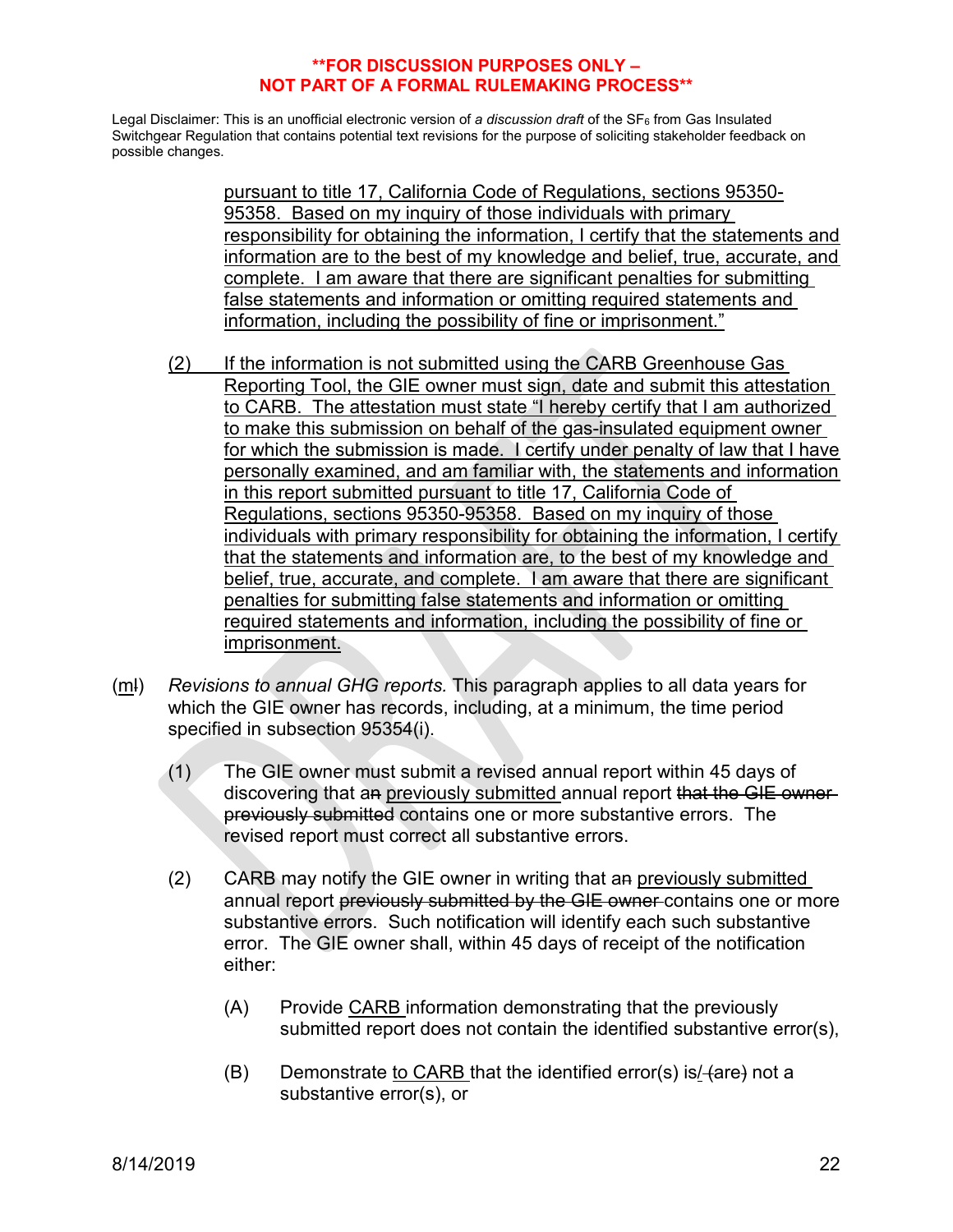**FOR DISCUSSION PURPOSES ONLY – NOT PART OF A FORMAL RULEMAKING PROCESS**

Legal Disclaimer: This is an unofficial electronic version of *a discussion draft* of the $SF_6$ from Gas Insulated Switchgear Regulation that contains potential text revisions for the purpose of soliciting stakeholder feedback on possible changes.

pursuant to title 17, California Code of Regulations, sections 95350-95358. Based on my inquiry of those individuals with primary responsibility for obtaining the information, I certify the statements and information are to the best of my knowledge and belief, true, accurate, and complete. I am aware that there are significant penalties for submitting false statements and information or omitting required statements and information, including the possibility of fine or imprisonment."

(2) If the information is not submitted using the CARB Greenhouse Gas Reporting Tool, the GIE owner must sign, date and submit this attestation to CARB. The attestation must state "I hereby certify that I am authorized to make this submission on behalf of the gas-insulated equipment owner for which the submission is made. I certify under penalty of law that I have personally examined, and am familiar with, the statements and information in this report submitted pursuant to title 17, California Code of Regulations, sections 95350-95358. Based on my inquiry of those individuals with primary responsibility for obtaining the information, I certify that the statements and information are, to the best of my knowledge and belief, true, accurate, and complete. I am aware that there are significant penalties for submitting false statements and information or omitting required statements and information, including the possibility of fine or imprisonment.

(m~~l~~) *Revisions to annual GHG reports.* This paragraph applies to all data years for which the GIE owner has records, including, at a minimum, the time period specified in subsection 95354(i).

(1) The GIE owner must submit a revised annual report within 45 days of discovering that a~~n~~ previously submitted annual report ~~that the GIE owner previously submitted~~ contains one or more substantive errors. The revised report must correct all substantive errors.

(2) CARB may notify the GIE owner in writing that a~~n~~ previously submitted annual report ~~previously submitted by the GIE owner~~ contains one or more substantive errors. Such notification will identify each such substantive error. The GIE owner shall, within 45 days of receipt of the notification either:

(A) Provide CARB information demonstrating that the previously submitted report does not contain the identified substantive error(s),

(B) Demonstrate to CARB that the identified error(s) is/ ~~(are)~~ not a substantive error(s), or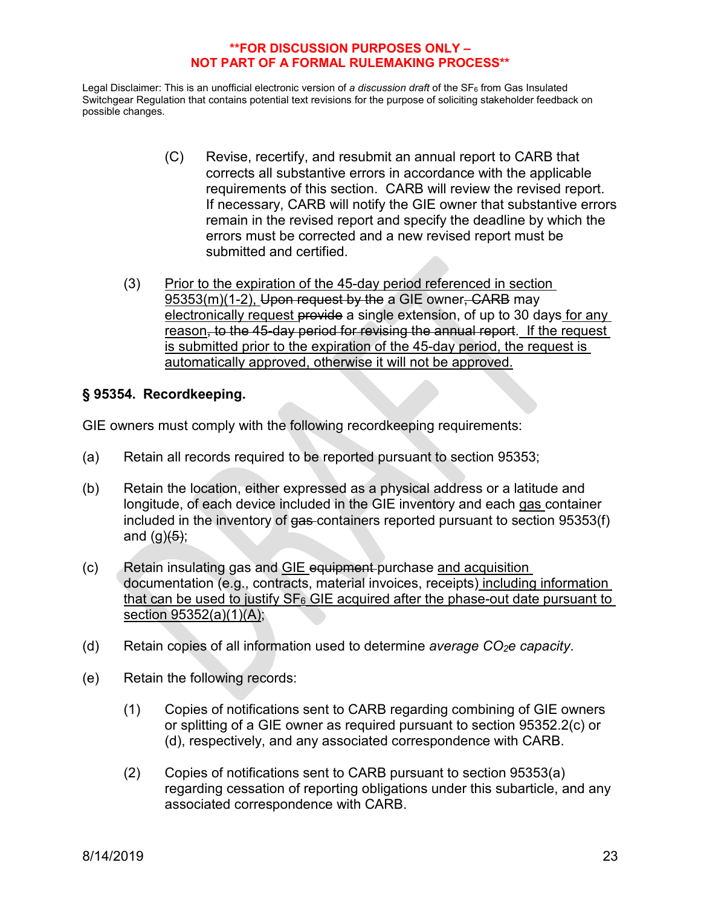**FOR DISCUSSION PURPOSES ONLY – NOT PART OF A FORMAL RULEMAKING PROCESS**

Legal Disclaimer: This is an unofficial electronic version of *a discussion draft* of the $SF_6$ from Gas Insulated Switchgear Regulation that contains potential text revisions for the purpose of soliciting stakeholder feedback on possible changes.

(C) Revise, recertify, and resubmit an annual report to CARB that corrects all substantive errors in accordance with the applicable requirements of this section. CARB will review the revised report. If necessary, CARB will notify the GIE owner that substantive errors remain in the revised report and specify the deadline by which the errors must be corrected and a new revised report must be submitted and certified.

(3) <u>Prior to the expiration of the 45-day period referenced in section 95353(m)(1-2),</u> ~~Upon request by the~~ a GIE owner~~, CARB~~ may <u>electronically request</u> ~~provide~~ a single extension, of up to 30 days <u>for any reason</u>~~, to the 45-day period for revising the annual report~~. <u>If the request is submitted prior to the expiration of the 45-day period, the request is automatically approved, otherwise it will not be approved.</u>

## § 95354. Recordkeeping.

GIE owners must comply with the following recordkeeping requirements:

(a) Retain all records required to be reported pursuant to section 95353;

(b) Retain the location, either expressed as a physical address or a latitude and longitude, of each device included in the GIE inventory and each <u>gas</u> container included in the inventory of ~~gas~~ containers reported pursuant to section 95353(f) and (g)~~(5)~~;

(c) Retain insulating gas and <u>GIE</u> ~~equipment~~ purchase <u>and acquisition</u> documentation (e.g., contracts, material invoices, receipts) <u>including information that can be used to justify $SF_6$ GIE acquired after the phase-out date pursuant to section 95352(a)(1)(A)</u>;

(d) Retain copies of all information used to determine *average $CO_2e$ capacity*.

(e) Retain the following records:

(1) Copies of notifications sent to CARB regarding combining of GIE owners or splitting of a GIE owner as required pursuant to section 95352.2(c) or (d), respectively, and any associated correspondence with CARB.

(2) Copies of notifications sent to CARB pursuant to section 95353(a) regarding cessation of reporting obligations under this subarticle, and any associated correspondence with CARB.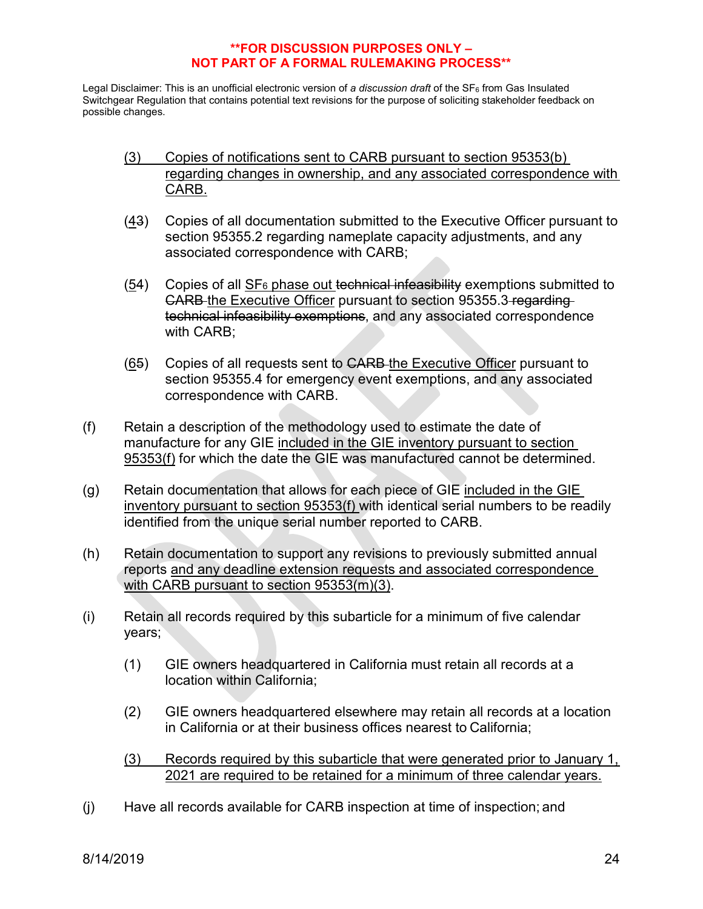**FOR DISCUSSION PURPOSES ONLY – NOT PART OF A FORMAL RULEMAKING PROCESS**

Legal Disclaimer: This is an unofficial electronic version of *a discussion draft* of the $SF_6$ from Gas Insulated Switchgear Regulation that contains potential text revisions for the purpose of soliciting stakeholder feedback on possible changes.

(3) Copies of notifications sent to CARB pursuant to section 95353(b) regarding changes in ownership, and any associated correspondence with CARB.

(43) Copies of all documentation submitted to the Executive Officer pursuant to section 95355.2 regarding nameplate capacity adjustments, and any associated correspondence with CARB;

(54) Copies of all $SF_6$ phase out ~~technical infeasibility~~ exemptions submitted to ~~CARB~~ the Executive Officer pursuant to section 95355.3 ~~regarding technical infeasibility exemptions~~, and any associated correspondence with CARB;

(65) Copies of all requests sent to ~~CARB~~ the Executive Officer pursuant to section 95355.4 for emergency event exemptions, and any associated correspondence with CARB.

(f) Retain a description of the methodology used to estimate the date of manufacture for any GIE included in the GIE inventory pursuant to section 95353(f) for which the date the GIE was manufactured cannot be determined.

(g) Retain documentation that allows for each piece of GIE included in the GIE inventory pursuant to section 95353(f) with identical serial numbers to be readily identified from the unique serial number reported to CARB.

(h) Retain documentation to support any revisions to previously submitted annual reports and any deadline extension requests and associated correspondence with CARB pursuant to section 95353(m)(3).

(i) Retain all records required by this subarticle for a minimum of five calendar years;

(1) GIE owners headquartered in California must retain all records at a location within California;

(2) GIE owners headquartered elsewhere may retain all records at a location in California or at their business offices nearest to California;

(3) Records required by this subarticle that were generated prior to January 1, 2021 are required to be retained for a minimum of three calendar years.

(j) Have all records available for CARB inspection at time of inspection; and

8/14/2019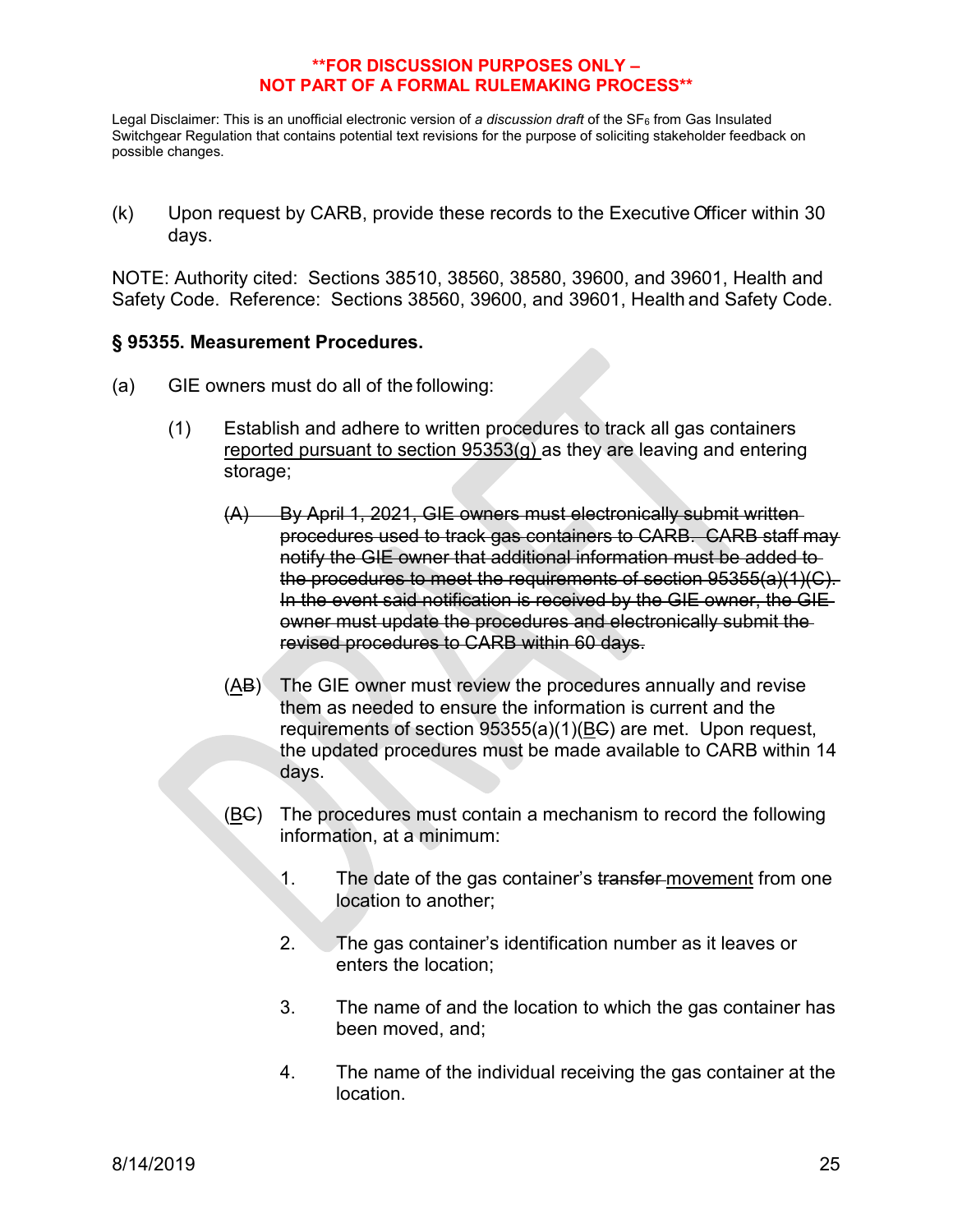**FOR DISCUSSION PURPOSES ONLY –
NOT PART OF A FORMAL RULEMAKING PROCESS**

Legal Disclaimer: This is an unofficial electronic version of *a discussion draft* of the $SF_6$ from Gas Insulated Switchgear Regulation that contains potential text revisions for the purpose of soliciting stakeholder feedback on possible changes.

(k) Upon request by CARB, provide these records to the Executive Officer within 30 days.

NOTE: Authority cited: Sections 38510, 38560, 38580, 39600, and 39601, Health and Safety Code. Reference: Sections 38560, 39600, and 39601, Health and Safety Code.

### § 95355. Measurement Procedures.

(a) GIE owners must do all of the following:

(1) Establish and adhere to written procedures to track all gas containers <u>reported pursuant to section 95353(g)</u> as they are leaving and entering storage;

~~(A) By April 1, 2021, GIE owners must electronically submit written procedures used to track gas containers to CARB. CARB staff may notify the GIE owner that additional information must be added to the procedures to meet the requirements of section 95355(a)(1)(C). In the event said notification is received by the GIE owner, the GIE owner must update the procedures and electronically submit the revised procedures to CARB within 60 days.~~

(<u>A</u>~~B~~) The GIE owner must review the procedures annually and revise them as needed to ensure the information is current and the requirements of section 95355(a)(1)(<u>B</u>~~C~~) are met. Upon request, the updated procedures must be made available to CARB within 14 days.

(<u>B</u>~~C~~) The procedures must contain a mechanism to record the following information, at a minimum:

1. The date of the gas container's ~~transfer~~ <u>movement</u> from one location to another;

2. The gas container's identification number as it leaves or enters the location;

3. The name of and the location to which the gas container has been moved, and;

4. The name of the individual receiving the gas container at the location.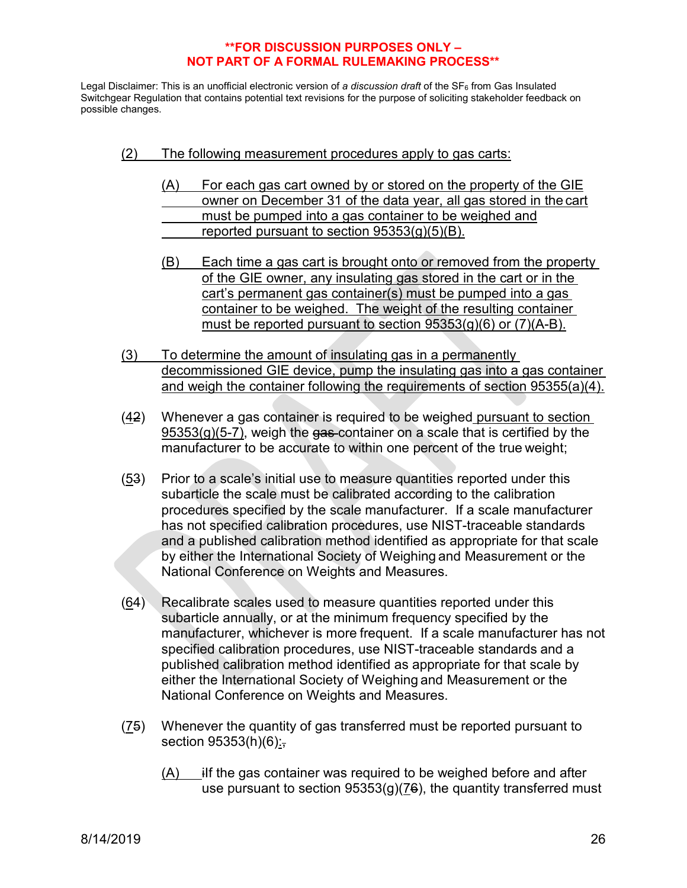**FOR DISCUSSION PURPOSES ONLY –
NOT PART OF A FORMAL RULEMAKING PROCESS**

Legal Disclaimer: This is an unofficial electronic version of *a discussion draft* of the $SF_6$ from Gas Insulated Switchgear Regulation that contains potential text revisions for the purpose of soliciting stakeholder feedback on possible changes.

(2) The following measurement procedures apply to gas carts:

(A) For each gas cart owned by or stored on the property of the GIE owner on December 31 of the data year, all gas stored in the cart must be pumped into a gas container to be weighed and reported pursuant to section 95353(g)(5)(B).

(B) Each time a gas cart is brought onto or removed from the property of the GIE owner, any insulating gas stored in the cart or in the cart's permanent gas container(s) must be pumped into a gas container to be weighed. The weight of the resulting container must be reported pursuant to section 95353(g)(6) or (7)(A-B).

(3) To determine the amount of insulating gas in a permanently decommissioned GIE device, pump the insulating gas into a gas container and weigh the container following the requirements of section 95355(a)(4).

(42) Whenever a gas container is required to be weighed pursuant to section 95353(g)(5-7), weigh the gas container on a scale that is certified by the manufacturer to be accurate to within one percent of the true weight;

(53) Prior to a scale's initial use to measure quantities reported under this subarticle the scale must be calibrated according to the calibration procedures specified by the scale manufacturer. If a scale manufacturer has not specified calibration procedures, use NIST-traceable standards and a published calibration method identified as appropriate for that scale by either the International Society of Weighing and Measurement or the National Conference on Weights and Measures.

(64) Recalibrate scales used to measure quantities reported under this subarticle annually, or at the minimum frequency specified by the manufacturer, whichever is more frequent. If a scale manufacturer has not specified calibration procedures, use NIST-traceable standards and a published calibration method identified as appropriate for that scale by either the International Society of Weighing and Measurement or the National Conference on Weights and Measures.

(75) Whenever the quantity of gas transferred must be reported pursuant to section 95353(h)(6):,

(A) iIf the gas container was required to be weighed before and after use pursuant to section 95353(g)(76), the quantity transferred must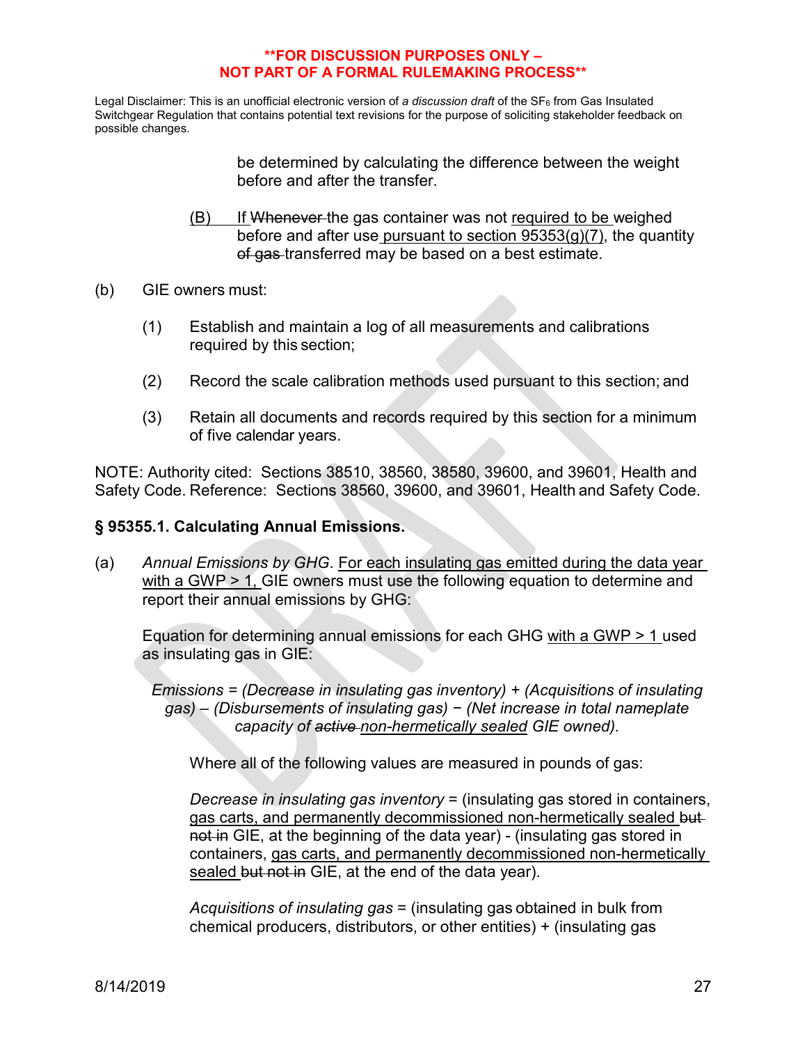**FOR DISCUSSION PURPOSES ONLY – NOT PART OF A FORMAL RULEMAKING PROCESS**

Legal Disclaimer: This is an unofficial electronic version of *a discussion draft* of the $SF_6$ from Gas Insulated Switchgear Regulation that contains potential text revisions for the purpose of soliciting stakeholder feedback on possible changes.

be determined by calculating the difference between the weight before and after the transfer.

<u>(B)</u> <u>If</u> ~~Whenever~~ the gas container was not <u>required to be</u> weighed before and after use <u>pursuant to section 95353(g)(7)</u>, the quantity ~~of gas~~ transferred may be based on a best estimate.

(b) GIE owners must:

(1) Establish and maintain a log of all measurements and calibrations required by this section;

(2) Record the scale calibration methods used pursuant to this section; and

(3) Retain all documents and records required by this section for a minimum of five calendar years.

NOTE: Authority cited: Sections 38510, 38560, 38580, 39600, and 39601, Health and Safety Code. Reference: Sections 38560, 39600, and 39601, Health and Safety Code.

### § 95355.1. Calculating Annual Emissions.

(a) *Annual Emissions by GHG*. <u>For each insulating gas emitted during the data year with a GWP > 1,</u> GIE owners must use the following equation to determine and report their annual emissions by GHG:

Equation for determining annual emissions for each GHG <u>with a GWP > 1</u> used as insulating gas in GIE:

*Emissions = (Decrease in insulating gas inventory) + (Acquisitions of insulating gas) – (Disbursements of insulating gas) − (Net increase in total nameplate capacity of ~~active~~ <u>non-hermetically sealed</u> GIE owned).*

Where all of the following values are measured in pounds of gas:

*Decrease in insulating gas inventory* = (insulating gas stored in containers, <u>gas carts, and permanently decommissioned non-hermetically sealed</u> ~~but not in~~ GIE, at the beginning of the data year) - (insulating gas stored in containers, <u>gas carts, and permanently decommissioned non-hermetically sealed</u> ~~but not in~~ GIE, at the end of the data year).

*Acquisitions of insulating gas* = (insulating gas obtained in bulk from chemical producers, distributors, or other entities) + (insulating gas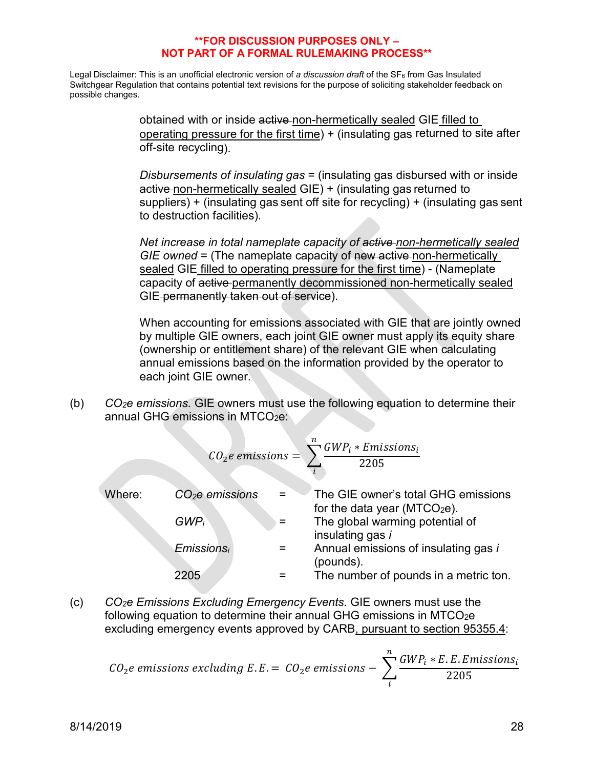**FOR DISCUSSION PURPOSES ONLY – NOT PART OF A FORMAL RULEMAKING PROCESS**

Legal Disclaimer: This is an unofficial electronic version of *a discussion draft* of the $SF_6$ from Gas Insulated Switchgear Regulation that contains potential text revisions for the purpose of soliciting stakeholder feedback on possible changes.

obtained with or inside ~~active~~ non-hermetically sealed GIE filled to operating pressure for the first time) + (insulating gas returned to site after off-site recycling).

*Disbursements of insulating gas* = (insulating gas disbursed with or inside ~~active~~ non-hermetically sealed GIE) + (insulating gas returned to suppliers) + (insulating gas sent off site for recycling) + (insulating gas sent to destruction facilities).

*Net increase in total nameplate capacity of ~~active~~ non-hermetically sealed GIE owned* = (The nameplate capacity of ~~new active~~ non-hermetically sealed GIE filled to operating pressure for the first time) - (Nameplate capacity of ~~active~~ permanently decommissioned non-hermetically sealed GIE ~~permanently taken out of service~~).

When accounting for emissions associated with GIE that are jointly owned by multiple GIE owners, each joint GIE owner must apply its equity share (ownership or entitlement share) of the relevant GIE when calculating annual emissions based on the information provided by the operator to each joint GIE owner.

(b) *$CO_2e$ emissions.* GIE owners must use the following equation to determine their annual GHG emissions in $MTCO_2e$:

$$CO_2e\ emissions = \sum_{i}^{n} \frac{GWP_i * Emissions_i}{2205}$$

Where:

| | | |
|---|---|---|
| *$CO_2e$ emissions* | = | The GIE owner's total GHG emissions for the data year ($MTCO_2e$). |
| *$GWP_i$* | = | The global warming potential of insulating gas *i* |
| *$Emissions_i$* | = | Annual emissions of insulating gas *i* (pounds). |
| 2205 | = | The number of pounds in a metric ton. |

(c) *$CO_2e$ Emissions Excluding Emergency Events.* GIE owners must use the following equation to determine their annual GHG emissions in $MTCO_2e$ excluding emergency events approved by CARB, pursuant to section 95355.4:

$$CO_2e\ emissions\ excluding\ E.E. = CO_2e\ emissions - \sum_{i}^{n} \frac{GWP_i * E.E.Emissions_i}{2205}$$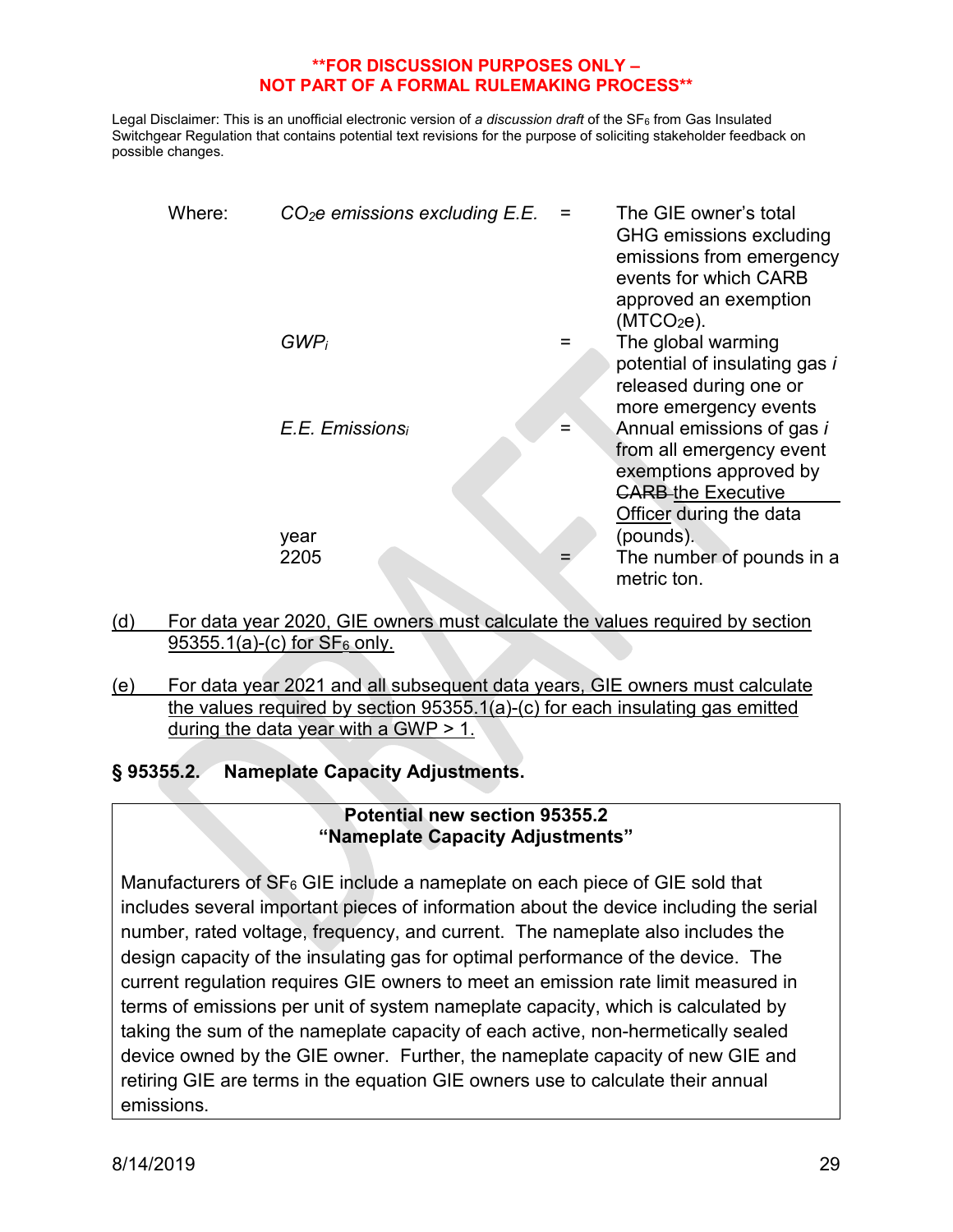**FOR DISCUSSION PURPOSES ONLY – NOT PART OF A FORMAL RULEMAKING PROCESS**

Legal Disclaimer: This is an unofficial electronic version of *a discussion draft* of the $SF_6$ from Gas Insulated Switchgear Regulation that contains potential text revisions for the purpose of soliciting stakeholder feedback on possible changes.

| Where: | | | |
|---|---|---|---|
| | *$CO_2e$ emissions excluding E.E.* | = | The GIE owner's total GHG emissions excluding emissions from emergency events for which CARB approved an exemption ($MTCO_2e$). |
| | *$GWP_i$* | = | The global warming potential of insulating gas *i* released during one or more emergency events |
| | *E.E. $Emissions_i$* | = | Annual emissions of gas *i* from all emergency event exemptions approved by ~~CARB~~ <u>the Executive Officer</u> during the data year (pounds). |
| | 2205 | = | The number of pounds in a metric ton. |

<u>(d) For data year 2020, GIE owners must calculate the values required by section 95355.1(a)-(c) for $SF_6$ only.</u>

<u>(e) For data year 2021 and all subsequent data years, GIE owners must calculate the values required by section 95355.1(a)-(c) for each insulating gas emitted during the data year with a GWP > 1.</u>

## § 95355.2. Nameplate Capacity Adjustments.

> **Potential new section 95355.2 "Nameplate Capacity Adjustments"**
>
> Manufacturers of $SF_6$ GIE include a nameplate on each piece of GIE sold that includes several important pieces of information about the device including the serial number, rated voltage, frequency, and current. The nameplate also includes the design capacity of the insulating gas for optimal performance of the device. The current regulation requires GIE owners to meet an emission rate limit measured in terms of emissions per unit of system nameplate capacity, which is calculated by taking the sum of the nameplate capacity of each active, non-hermetically sealed device owned by the GIE owner. Further, the nameplate capacity of new GIE and retiring GIE are terms in the equation GIE owners use to calculate their annual emissions.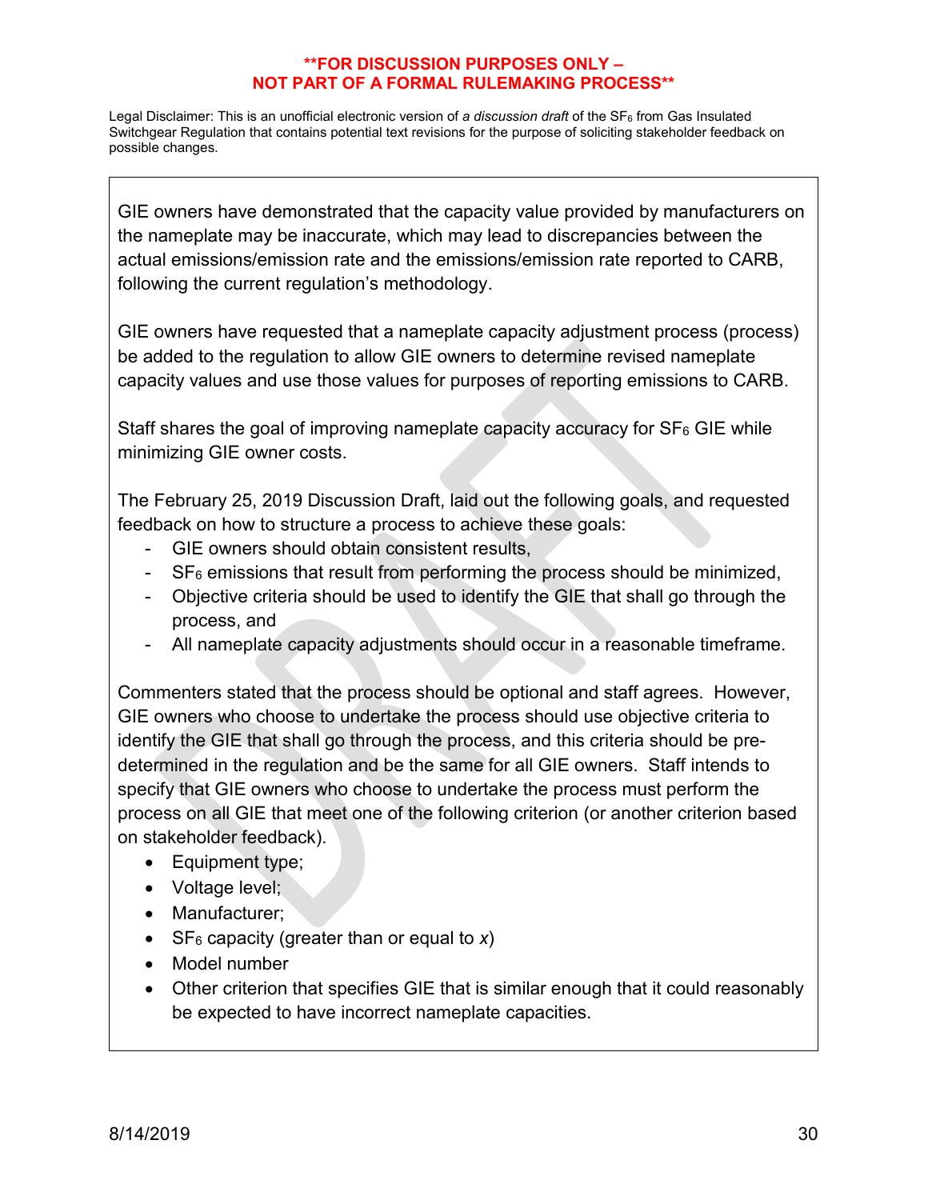**FOR DISCUSSION PURPOSES ONLY – NOT PART OF A FORMAL RULEMAKING PROCESS**

Legal Disclaimer: This is an unofficial electronic version of *a discussion draft* of the $SF_6$ from Gas Insulated Switchgear Regulation that contains potential text revisions for the purpose of soliciting stakeholder feedback on possible changes.

GIE owners have demonstrated that the capacity value provided by manufacturers on the nameplate may be inaccurate, which may lead to discrepancies between the actual emissions/emission rate and the emissions/emission rate reported to CARB, following the current regulation's methodology.

GIE owners have requested that a nameplate capacity adjustment process (process) be added to the regulation to allow GIE owners to determine revised nameplate capacity values and use those values for purposes of reporting emissions to CARB.

Staff shares the goal of improving nameplate capacity accuracy for $SF_6$ GIE while minimizing GIE owner costs.

The February 25, 2019 Discussion Draft, laid out the following goals, and requested feedback on how to structure a process to achieve these goals:

- GIE owners should obtain consistent results,
- $SF_6$ emissions that result from performing the process should be minimized,
- Objective criteria should be used to identify the GIE that shall go through the process, and
- All nameplate capacity adjustments should occur in a reasonable timeframe.

Commenters stated that the process should be optional and staff agrees. However, GIE owners who choose to undertake the process should use objective criteria to identify the GIE that shall go through the process, and this criteria should be pre-determined in the regulation and be the same for all GIE owners. Staff intends to specify that GIE owners who choose to undertake the process must perform the process on all GIE that meet one of the following criterion (or another criterion based on stakeholder feedback).

- Equipment type;
- Voltage level;
- Manufacturer;
- $SF_6$ capacity (greater than or equal to $x$)
- Model number
- Other criterion that specifies GIE that is similar enough that it could reasonably be expected to have incorrect nameplate capacities.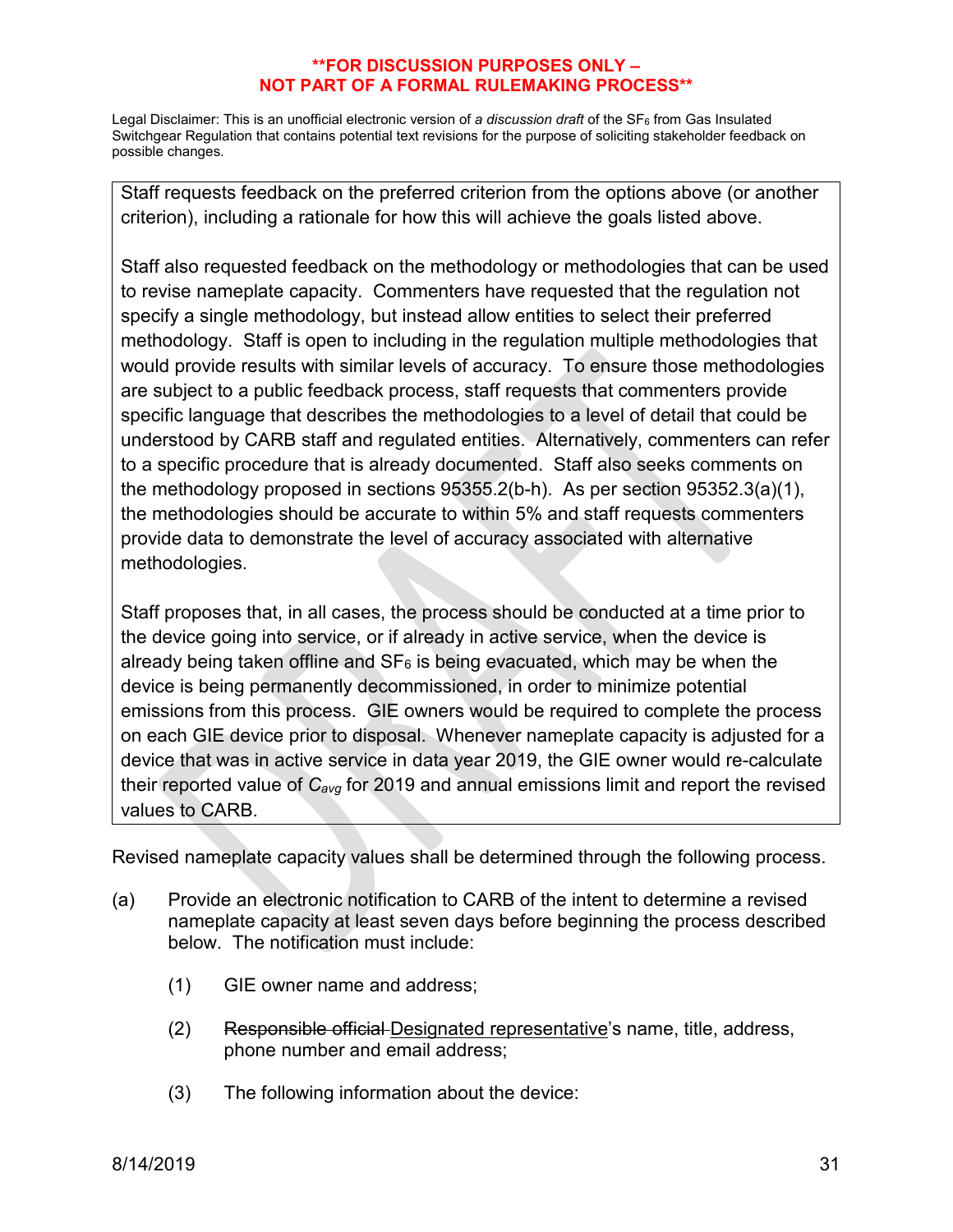**FOR DISCUSSION PURPOSES ONLY – NOT PART OF A FORMAL RULEMAKING PROCESS**

Legal Disclaimer: This is an unofficial electronic version of *a discussion draft* of the $SF_6$ from Gas Insulated Switchgear Regulation that contains potential text revisions for the purpose of soliciting stakeholder feedback on possible changes.

> Staff requests feedback on the preferred criterion from the options above (or another criterion), including a rationale for how this will achieve the goals listed above.
>
> Staff also requested feedback on the methodology or methodologies that can be used to revise nameplate capacity. Commenters have requested that the regulation not specify a single methodology, but instead allow entities to select their preferred methodology. Staff is open to including in the regulation multiple methodologies that would provide results with similar levels of accuracy. To ensure those methodologies are subject to a public feedback process, staff requests that commenters provide specific language that describes the methodologies to a level of detail that could be understood by CARB staff and regulated entities. Alternatively, commenters can refer to a specific procedure that is already documented. Staff also seeks comments on the methodology proposed in sections 95355.2(b-h). As per section 95352.3(a)(1), the methodologies should be accurate to within 5% and staff requests commenters provide data to demonstrate the level of accuracy associated with alternative methodologies.
>
> Staff proposes that, in all cases, the process should be conducted at a time prior to the device going into service, or if already in active service, when the device is already being taken offline and $SF_6$ is being evacuated, which may be when the device is being permanently decommissioned, in order to minimize potential emissions from this process. GIE owners would be required to complete the process on each GIE device prior to disposal. Whenever nameplate capacity is adjusted for a device that was in active service in data year 2019, the GIE owner would re-calculate their reported value of $C_{avg}$ for 2019 and annual emissions limit and report the revised values to CARB.

Revised nameplate capacity values shall be determined through the following process.

(a) Provide an electronic notification to CARB of the intent to determine a revised nameplate capacity at least seven days before beginning the process described below. The notification must include:

(1) GIE owner name and address;

(2) ~~Responsible official~~ Designated representative's name, title, address, phone number and email address;

(3) The following information about the device: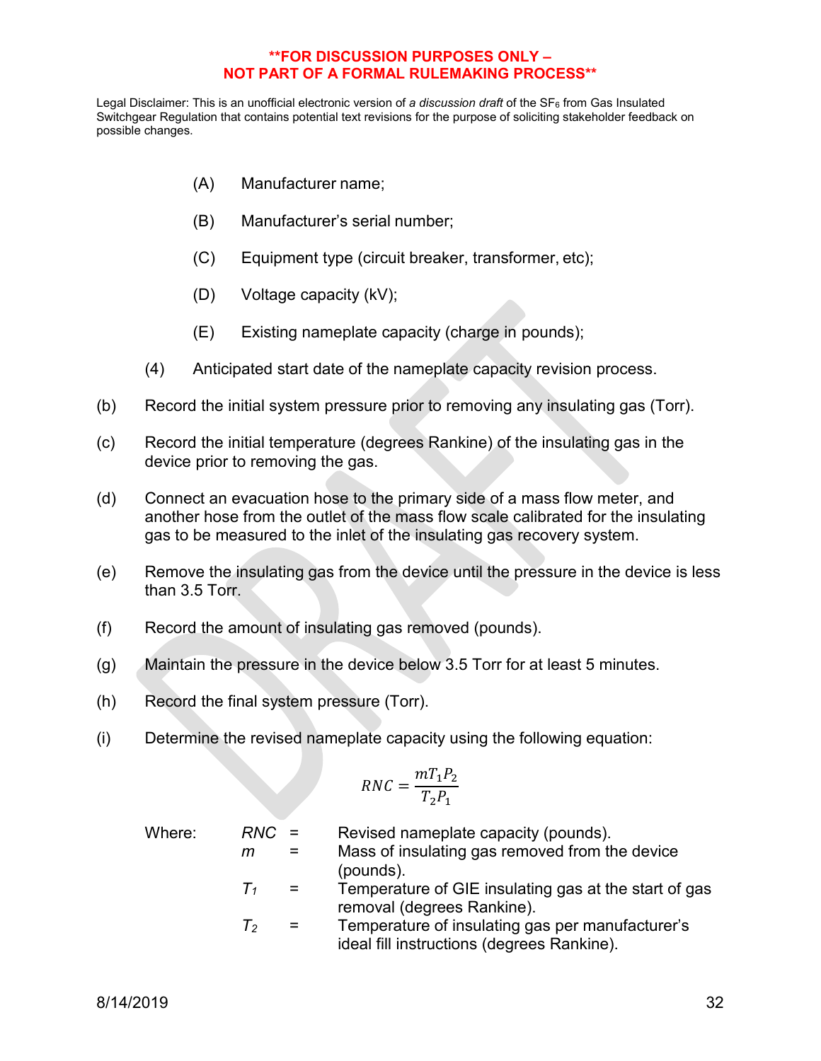**FOR DISCUSSION PURPOSES ONLY –
NOT PART OF A FORMAL RULEMAKING PROCESS**

Legal Disclaimer: This is an unofficial electronic version of *a discussion draft* of the $SF_6$ from Gas Insulated Switchgear Regulation that contains potential text revisions for the purpose of soliciting stakeholder feedback on possible changes.

(A) Manufacturer name;

(B) Manufacturer's serial number;

(C) Equipment type (circuit breaker, transformer, etc);

(D) Voltage capacity (kV);

(E) Existing nameplate capacity (charge in pounds);

(4) Anticipated start date of the nameplate capacity revision process.

(b) Record the initial system pressure prior to removing any insulating gas (Torr).

(c) Record the initial temperature (degrees Rankine) of the insulating gas in the device prior to removing the gas.

(d) Connect an evacuation hose to the primary side of a mass flow meter, and another hose from the outlet of the mass flow scale calibrated for the insulating gas to be measured to the inlet of the insulating gas recovery system.

(e) Remove the insulating gas from the device until the pressure in the device is less than 3.5 Torr.

(f) Record the amount of insulating gas removed (pounds).

(g) Maintain the pressure in the device below 3.5 Torr for at least 5 minutes.

(h) Record the final system pressure (Torr).

(i) Determine the revised nameplate capacity using the following equation:

$$RNC = \frac{mT_1P_2}{T_2P_1}$$

Where:

$RNC$ = Revised nameplate capacity (pounds).

$m$ = Mass of insulating gas removed from the device (pounds).

$T_1$ = Temperature of GIE insulating gas at the start of gas removal (degrees Rankine).

$T_2$ = Temperature of insulating gas per manufacturer's ideal fill instructions (degrees Rankine).

8/14/2019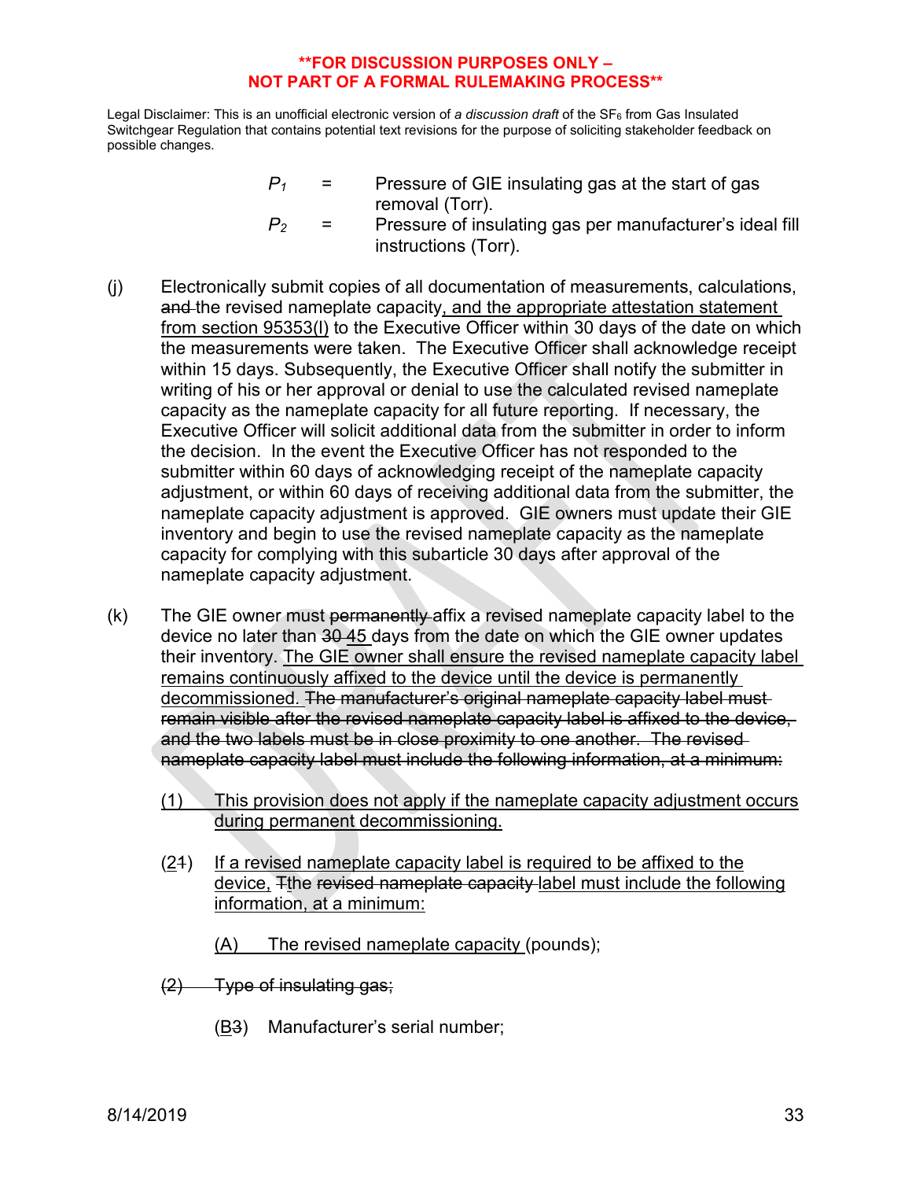**\*\*FOR DISCUSSION PURPOSES ONLY – NOT PART OF A FORMAL RULEMAKING PROCESS\*\***

Legal Disclaimer: This is an unofficial electronic version of *a discussion draft* of the $SF_6$ from Gas Insulated Switchgear Regulation that contains potential text revisions for the purpose of soliciting stakeholder feedback on possible changes.

$P_1$ = Pressure of GIE insulating gas at the start of gas removal (Torr).

$P_2$ = Pressure of insulating gas per manufacturer's ideal fill instructions (Torr).

(j) Electronically submit copies of all documentation of measurements, calculations, ~~and~~ the revised nameplate capacity<u>, and the appropriate attestation statement from section 95353(l)</u> to the Executive Officer within 30 days of the date on which the measurements were taken. The Executive Officer shall acknowledge receipt within 15 days. Subsequently, the Executive Officer shall notify the submitter in writing of his or her approval or denial to use the calculated revised nameplate capacity as the nameplate capacity for all future reporting. If necessary, the Executive Officer will solicit additional data from the submitter in order to inform the decision. In the event the Executive Officer has not responded to the submitter within 60 days of acknowledging receipt of the nameplate capacity adjustment, or within 60 days of receiving additional data from the submitter, the nameplate capacity adjustment is approved. GIE owners must update their GIE inventory and begin to use the revised nameplate capacity as the nameplate capacity for complying with this subarticle 30 days after approval of the nameplate capacity adjustment.

(k) The GIE owner must ~~permanently~~ affix a revised nameplate capacity label to the device no later than ~~30~~ <u>45</u> days from the date on which the GIE owner updates their inventory. <u>The GIE owner shall ensure the revised nameplate capacity label remains continuously affixed to the device until the device is permanently decommissioned.</u> ~~The manufacturer's original nameplate capacity label must remain visible after the revised nameplate capacity label is affixed to the device, and the two labels must be in close proximity to one another. The revised nameplate capacity label must include the following information, at a minimum:~~

<u>(1)</u> <u>This provision does not apply if the nameplate capacity adjustment occurs during permanent decommissioning.</u>

(<u>2</u>~~1~~) <u>If a revised nameplate capacity label is required to be affixed to the device,</u> ~~T~~<u>t</u>he ~~revised nameplate capacity~~ label must include the following <u>information, at a minimum:</u>

<u>(A)</u> <u>The revised nameplate capacity</u> (pounds);

~~(2) Type of insulating gas;~~

(<u>B</u>~~3~~) Manufacturer's serial number;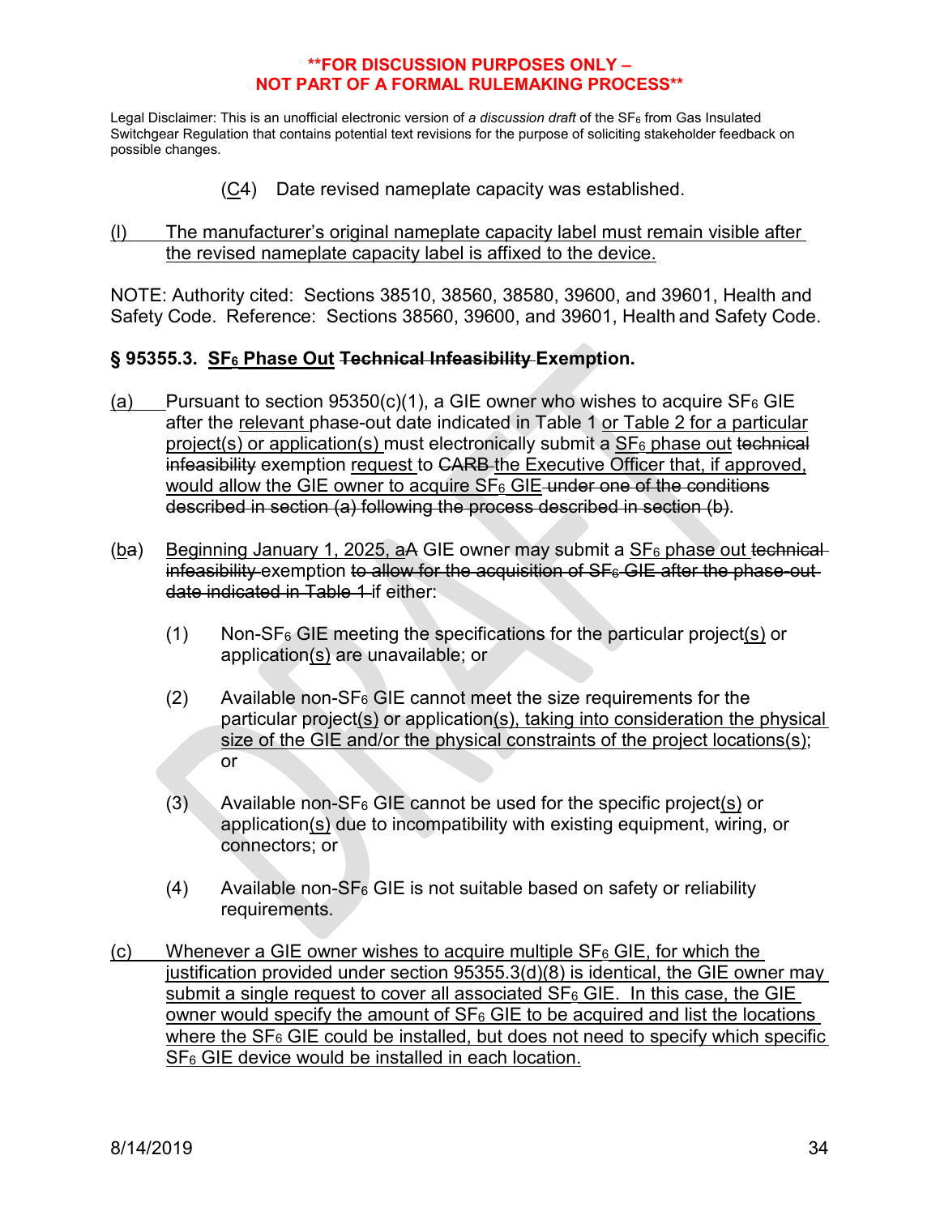**FOR DISCUSSION PURPOSES ONLY – NOT PART OF A FORMAL RULEMAKING PROCESS**

Legal Disclaimer: This is an unofficial electronic version of *a discussion draft* of the $SF_6$ from Gas Insulated Switchgear Regulation that contains potential text revisions for the purpose of soliciting stakeholder feedback on possible changes.

(C4) Date revised nameplate capacity was established.

(l) The manufacturer's original nameplate capacity label must remain visible after the revised nameplate capacity label is affixed to the device.

NOTE: Authority cited: Sections 38510, 38560, 38580, 39600, and 39601, Health and Safety Code. Reference: Sections 38560, 39600, and 39601, Health and Safety Code.

**§ 95355.3. $SF_6$ Phase Out ~~Technical Infeasibility~~ Exemption.**

(a) Pursuant to section 95350(c)(1), a GIE owner who wishes to acquire $SF_6$ GIE after the relevant phase-out date indicated in Table 1 or Table 2 for a particular project(s) or application(s) must electronically submit a $SF_6$ phase out ~~technical infeasibility~~ exemption request to ~~CARB~~ the Executive Officer that, if approved, would allow the GIE owner to acquire $SF_6$ GIE ~~under one of the conditions described in section (a) following the process described in section (b)~~.

(~~b~~a) Beginning January 1, 2025, a~~A~~ GIE owner may submit a $SF_6$ phase out ~~technical infeasibility~~ exemption ~~to allow for the acquisition of $SF_6$ GIE after the phase-out date indicated in Table 1~~ if either:

(1) Non-$SF_6$ GIE meeting the specifications for the particular project(s) or application(s) are unavailable; or

(2) Available non-$SF_6$ GIE cannot meet the size requirements for the particular project(s) or application(s), taking into consideration the physical size of the GIE and/or the physical constraints of the project locations(s); or

(3) Available non-$SF_6$ GIE cannot be used for the specific project(s) or application(s) due to incompatibility with existing equipment, wiring, or connectors; or

(4) Available non-$SF_6$ GIE is not suitable based on safety or reliability requirements.

(c) Whenever a GIE owner wishes to acquire multiple $SF_6$ GIE, for which the justification provided under section 95355.3(d)(8) is identical, the GIE owner may submit a single request to cover all associated $SF_6$ GIE. In this case, the GIE owner would specify the amount of $SF_6$ GIE to be acquired and list the locations where the $SF_6$ GIE could be installed, but does not need to specify which specific $SF_6$ GIE device would be installed in each location.

8/14/2019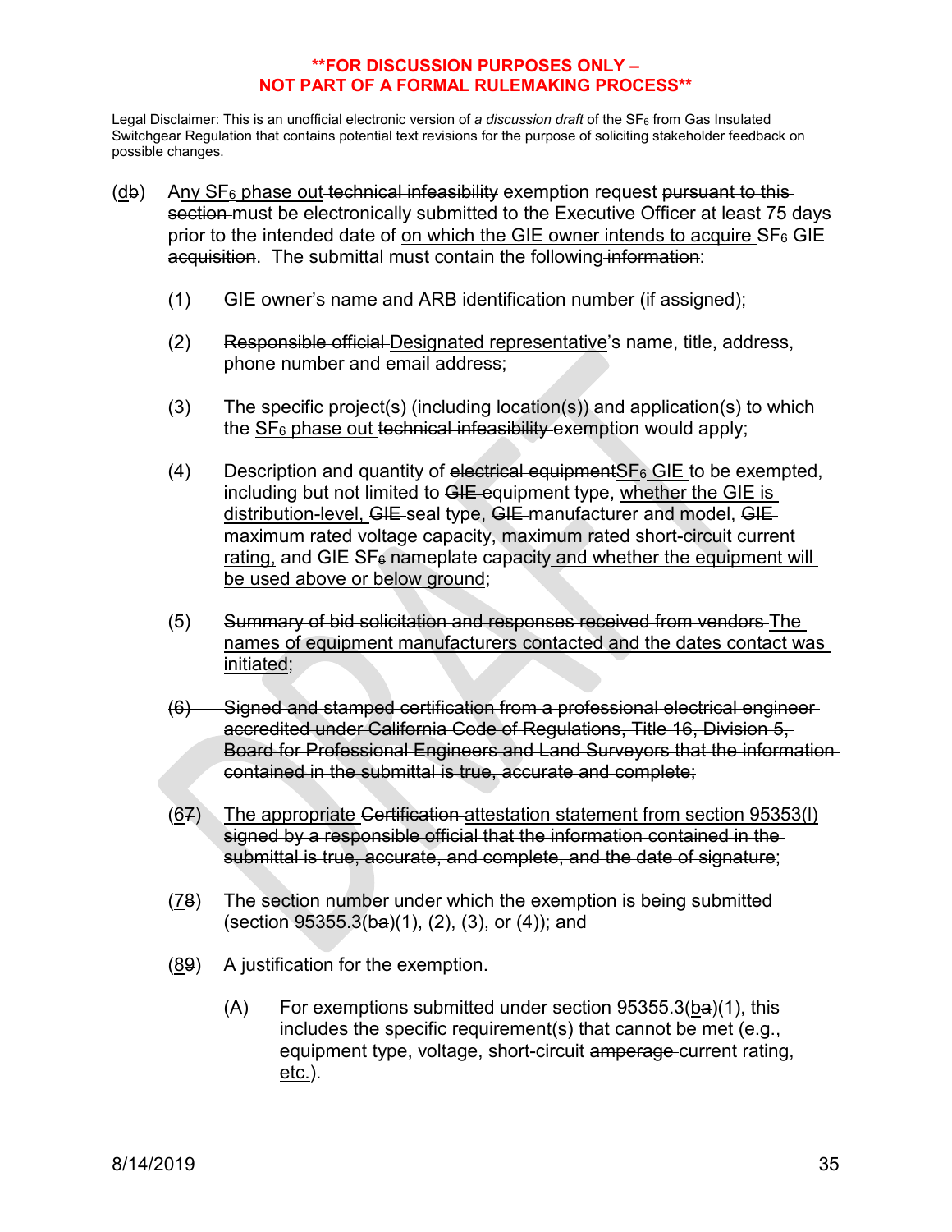(<u>d</u>~~b~~) A<u>ny $SF_6$ phase out</u> ~~technical infeasibility~~ exemption request ~~pursuant to this section~~ must be electronically submitted to the Executive Officer at least 75 days prior to the ~~intended~~ date ~~of~~ <u>on which the GIE owner intends to acquire</u> $SF_6$ GIE ~~acquisition~~. The submittal must contain the following ~~information~~:

(1) GIE owner's name and ARB identification number (if assigned);

(2) ~~Responsible official~~ <u>Designated representative</u>'s name, title, address, phone number and email address;

(3) The specific project<u>(s)</u> (including location<u>(s)</u>) and application<u>(s)</u> to which the <u>$SF_6$ phase out</u> ~~technical infeasibility~~ exemption would apply;

(4) Description and quantity of ~~electrical equipment~~<u>$SF_6$ GIE</u> to be exempted, including but not limited to ~~GIE~~ equipment type, <u>whether the GIE is distribution-level,</u> ~~GIE~~ seal type, ~~GIE~~ manufacturer and model, ~~GIE~~ maximum rated voltage capacity<u>, maximum rated short-circuit current rating,</u> and ~~GIE $SF_6$~~ nameplate capacity <u>and whether the equipment will be used above or below ground</u>;

(5) ~~Summary of bid solicitation and responses received from vendors~~ <u>The names of equipment manufacturers contacted and the dates contact was initiated</u>;

~~(6) Signed and stamped certification from a professional electrical engineer accredited under California Code of Regulations, Title 16, Division 5, Board for Professional Engineers and Land Surveyors that the information contained in the submittal is true, accurate and complete;~~

(<u>6</u>~~7~~) <u>The appropriate</u> ~~Certification~~ <u>attestation statement from section 95353(l)</u> ~~signed by a responsible official that the information contained in the submittal is true, accurate, and complete, and the date of signature~~;

(<u>7</u>~~8~~) The section number under which the exemption is being submitted (<u>section</u> 95355.3(<u>b</u>~~a~~)(1), (2), (3), or (4)); and

(<u>8</u>~~9~~) A justification for the exemption.

(A) For exemptions submitted under section 95355.3(<u>b</u>~~a~~)(1), this includes the specific requirement(s) that cannot be met (e.g., <u>equipment type,</u> voltage, short-circuit ~~amperage~~ <u>current</u> rating<u>, etc.</u>).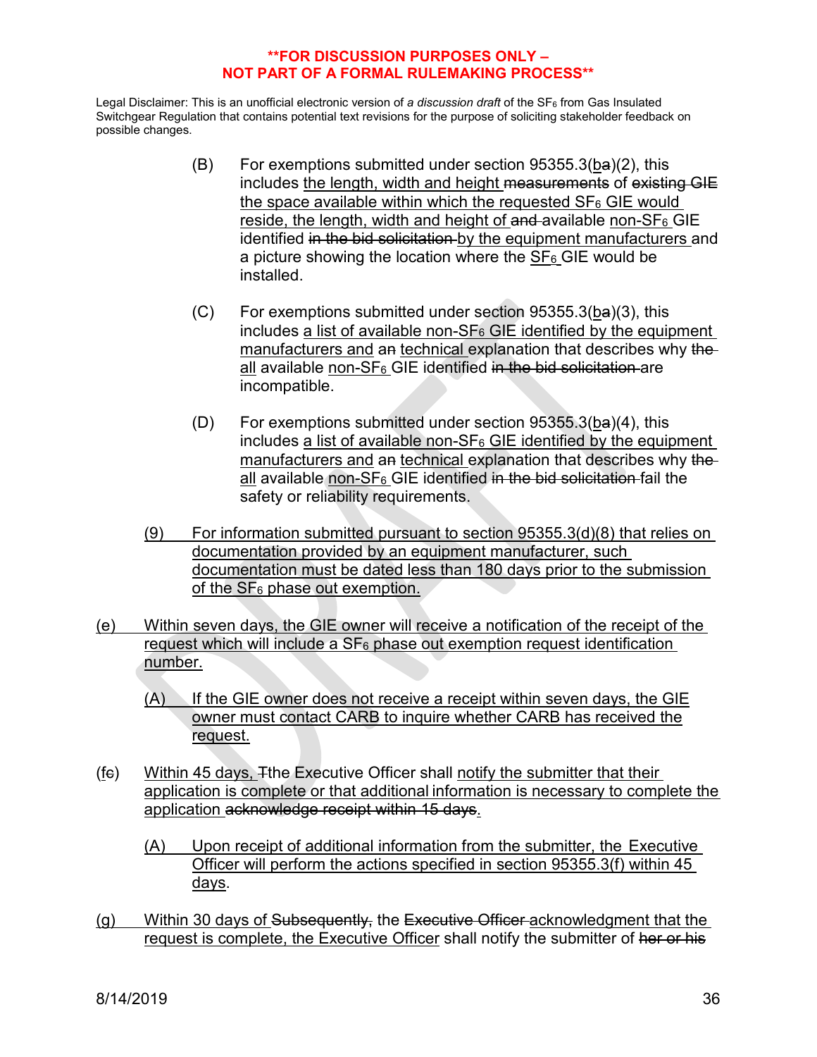**FOR DISCUSSION PURPOSES ONLY – NOT PART OF A FORMAL RULEMAKING PROCESS**

Legal Disclaimer: This is an unofficial electronic version of *a discussion draft* of the $SF_6$ from Gas Insulated Switchgear Regulation that contains potential text revisions for the purpose of soliciting stakeholder feedback on possible changes.

(B) For exemptions submitted under section 95355.3(ba)(2), this includes the length, width and height measurements of existing GIE the space available within which the requested $SF_6$ GIE would reside, the length, width and height of and available non-$SF_6$ GIE identified in the bid solicitation by the equipment manufacturers and a picture showing the location where the $SF_6$ GIE would be installed.

(C) For exemptions submitted under section 95355.3(ba)(3), this includes a list of available non-$SF_6$ GIE identified by the equipment manufacturers and an technical explanation that describes why the all available non-$SF_6$ GIE identified in the bid solicitation are incompatible.

(D) For exemptions submitted under section 95355.3(ba)(4), this includes a list of available non-$SF_6$ GIE identified by the equipment manufacturers and an technical explanation that describes why the all available non-$SF_6$ GIE identified in the bid solicitation fail the safety or reliability requirements.

(9) For information submitted pursuant to section 95355.3(d)(8) that relies on documentation provided by an equipment manufacturer, such documentation must be dated less than 180 days prior to the submission of the $SF_6$ phase out exemption.

(e) Within seven days, the GIE owner will receive a notification of the receipt of the request which will include a $SF_6$ phase out exemption request identification number.

(A) If the GIE owner does not receive a receipt within seven days, the GIE owner must contact CARB to inquire whether CARB has received the request.

(fc) Within 45 days, Tthe Executive Officer shall notify the submitter that their application is complete or that additional information is necessary to complete the application acknowledge receipt within 15 days.

(A) Upon receipt of additional information from the submitter, the Executive Officer will perform the actions specified in section 95355.3(f) within 45 days.

(g) Within 30 days of Subsequently, the Executive Officer acknowledgment that the request is complete, the Executive Officer shall notify the submitter of her or his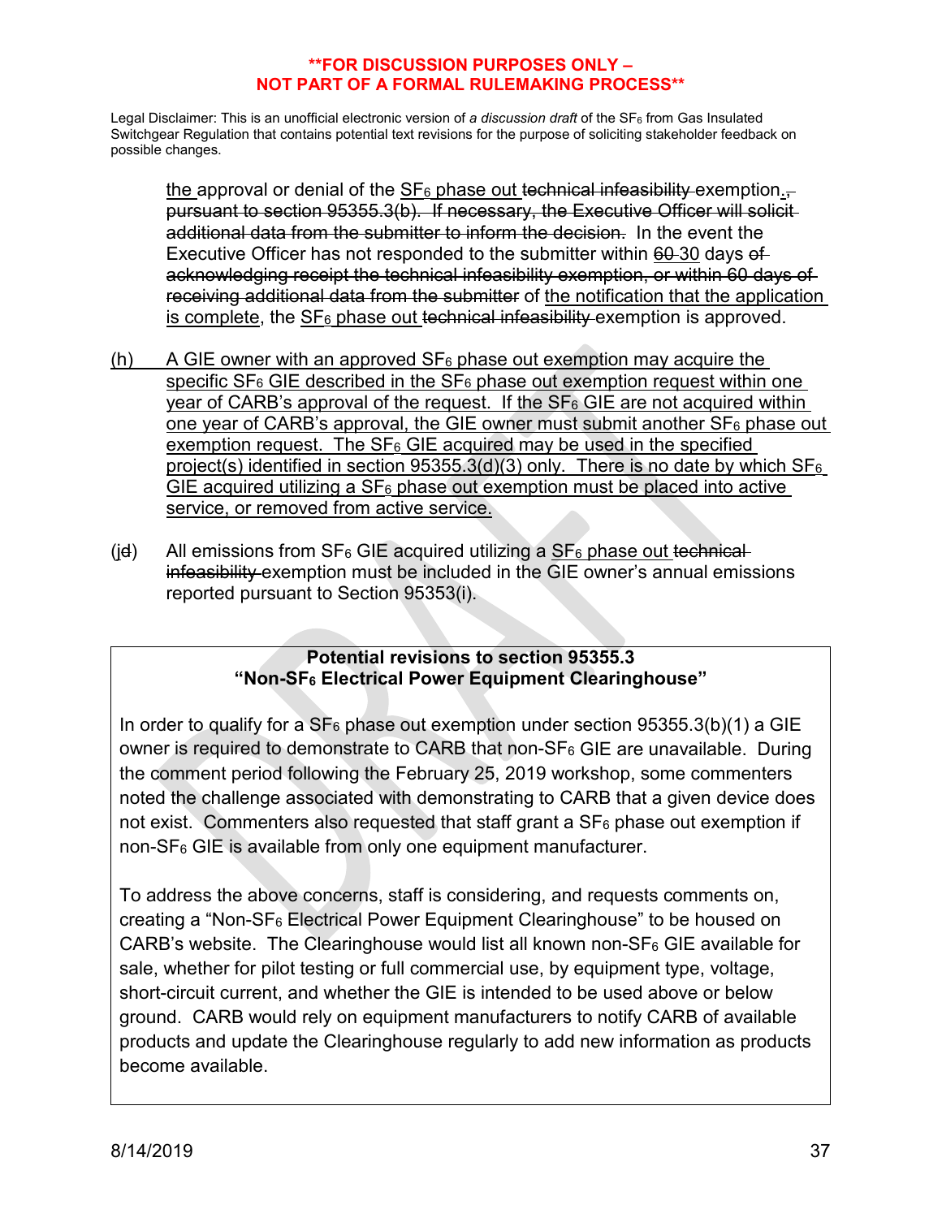**FOR DISCUSSION PURPOSES ONLY – NOT PART OF A FORMAL RULEMAKING PROCESS**

Legal Disclaimer: This is an unofficial electronic version of *a discussion draft* of the $SF_6$ from Gas Insulated Switchgear Regulation that contains potential text revisions for the purpose of soliciting stakeholder feedback on possible changes.

the approval or denial of the $SF_6$ phase out ~~technical infeasibility~~ exemption.~~, pursuant to section 95355.3(b). If necessary, the Executive Officer will solicit additional data from the submitter to inform the decision.~~ In the event the Executive Officer has not responded to the submitter within ~~60~~ 30 days ~~of acknowledging receipt the technical infeasibility exemption, or within 60 days of receiving additional data from the submitter~~ of the notification that the application is complete, the $SF_6$ phase out ~~technical infeasibility~~ exemption is approved.

(h) A GIE owner with an approved $SF_6$ phase out exemption may acquire the specific $SF_6$ GIE described in the $SF_6$ phase out exemption request within one year of CARB's approval of the request. If the $SF_6$ GIE are not acquired within one year of CARB's approval, the GIE owner must submit another $SF_6$ phase out exemption request. The $SF_6$ GIE acquired may be used in the specified project(s) identified in section 95355.3(d)(3) only. There is no date by which $SF_6$ GIE acquired utilizing a $SF_6$ phase out exemption must be placed into active service, or removed from active service.

(j~~d~~) All emissions from $SF_6$ GIE acquired utilizing a $SF_6$ phase out ~~technical infeasibility~~ exemption must be included in the GIE owner's annual emissions reported pursuant to Section 95353(i).

**Potential revisions to section 95355.3 "Non-$SF_6$ Electrical Power Equipment Clearinghouse"**

In order to qualify for a $SF_6$ phase out exemption under section 95355.3(b)(1) a GIE owner is required to demonstrate to CARB that non-$SF_6$ GIE are unavailable. During the comment period following the February 25, 2019 workshop, some commenters noted the challenge associated with demonstrating to CARB that a given device does not exist. Commenters also requested that staff grant a $SF_6$ phase out exemption if non-$SF_6$ GIE is available from only one equipment manufacturer.

To address the above concerns, staff is considering, and requests comments on, creating a "Non-$SF_6$ Electrical Power Equipment Clearinghouse" to be housed on CARB's website. The Clearinghouse would list all known non-$SF_6$ GIE available for sale, whether for pilot testing or full commercial use, by equipment type, voltage, short-circuit current, and whether the GIE is intended to be used above or below ground. CARB would rely on equipment manufacturers to notify CARB of available products and update the Clearinghouse regularly to add new information as products become available.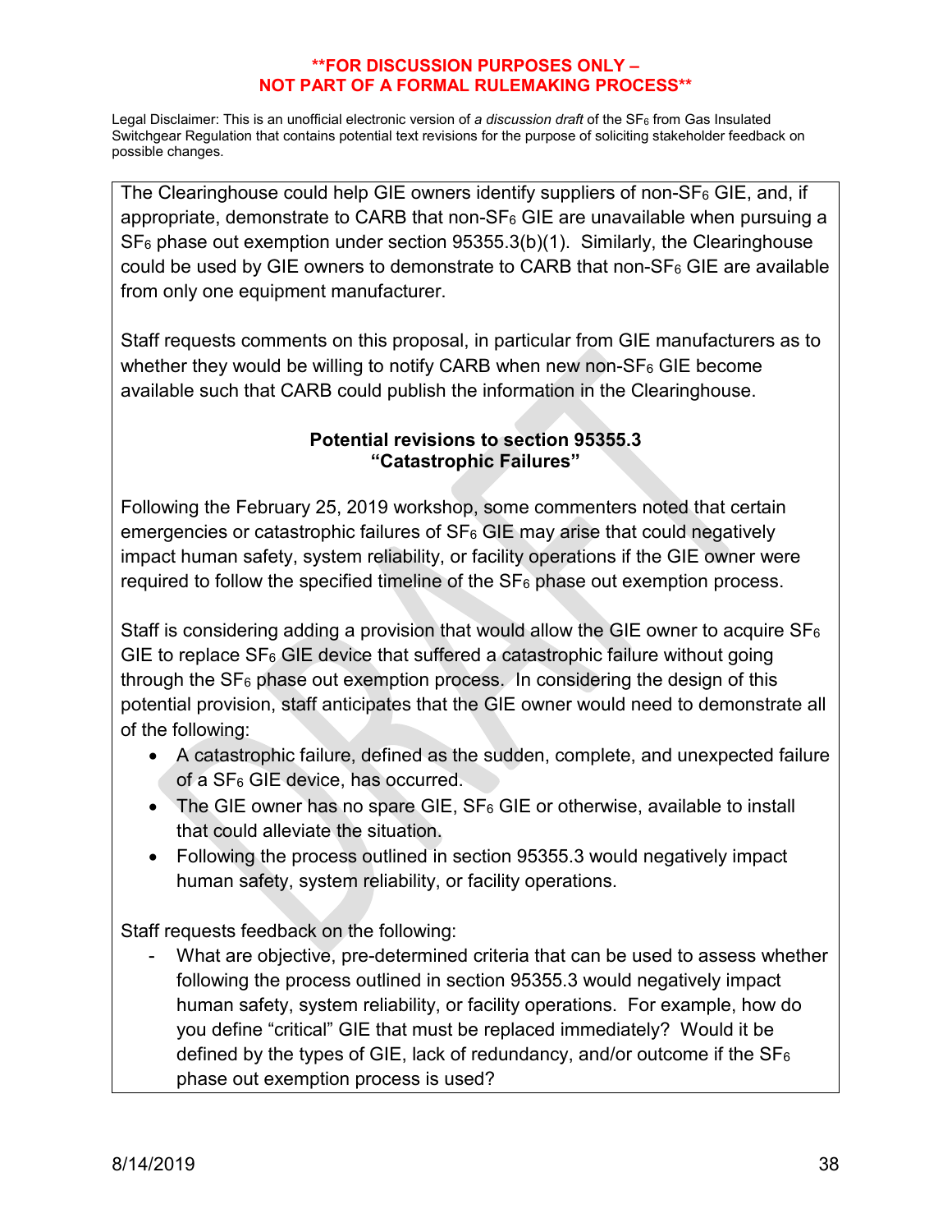**FOR DISCUSSION PURPOSES ONLY – NOT PART OF A FORMAL RULEMAKING PROCESS**

Legal Disclaimer: This is an unofficial electronic version of *a discussion draft* of the $SF_6$ from Gas Insulated Switchgear Regulation that contains potential text revisions for the purpose of soliciting stakeholder feedback on possible changes.

The Clearinghouse could help GIE owners identify suppliers of non-$SF_6$ GIE, and, if appropriate, demonstrate to CARB that non-$SF_6$ GIE are unavailable when pursuing a $SF_6$ phase out exemption under section 95355.3(b)(1). Similarly, the Clearinghouse could be used by GIE owners to demonstrate to CARB that non-$SF_6$ GIE are available from only one equipment manufacturer.

Staff requests comments on this proposal, in particular from GIE manufacturers as to whether they would be willing to notify CARB when new non-$SF_6$ GIE become available such that CARB could publish the information in the Clearinghouse.

**Potential revisions to section 95355.3 "Catastrophic Failures"**

Following the February 25, 2019 workshop, some commenters noted that certain emergencies or catastrophic failures of $SF_6$ GIE may arise that could negatively impact human safety, system reliability, or facility operations if the GIE owner were required to follow the specified timeline of the $SF_6$ phase out exemption process.

Staff is considering adding a provision that would allow the GIE owner to acquire $SF_6$ GIE to replace $SF_6$ GIE device that suffered a catastrophic failure without going through the $SF_6$ phase out exemption process. In considering the design of this potential provision, staff anticipates that the GIE owner would need to demonstrate all of the following:

- A catastrophic failure, defined as the sudden, complete, and unexpected failure of a $SF_6$ GIE device, has occurred.
- The GIE owner has no spare GIE, $SF_6$ GIE or otherwise, available to install that could alleviate the situation.
- Following the process outlined in section 95355.3 would negatively impact human safety, system reliability, or facility operations.

Staff requests feedback on the following:

- What are objective, pre-determined criteria that can be used to assess whether following the process outlined in section 95355.3 would negatively impact human safety, system reliability, or facility operations. For example, how do you define "critical" GIE that must be replaced immediately? Would it be defined by the types of GIE, lack of redundancy, and/or outcome if the $SF_6$ phase out exemption process is used?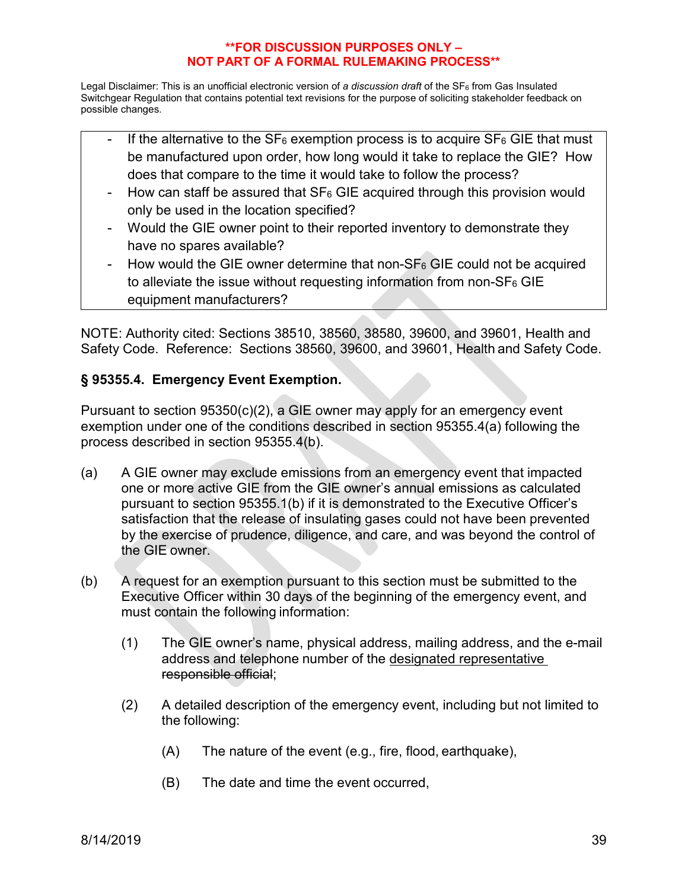**\*\*FOR DISCUSSION PURPOSES ONLY – NOT PART OF A FORMAL RULEMAKING PROCESS\*\***

Legal Disclaimer: This is an unofficial electronic version of *a discussion draft* of the $SF_6$ from Gas Insulated Switchgear Regulation that contains potential text revisions for the purpose of soliciting stakeholder feedback on possible changes.

> - If the alternative to the $SF_6$ exemption process is to acquire $SF_6$ GIE that must be manufactured upon order, how long would it take to replace the GIE? How does that compare to the time it would take to follow the process?
> - How can staff be assured that $SF_6$ GIE acquired through this provision would only be used in the location specified?
> - Would the GIE owner point to their reported inventory to demonstrate they have no spares available?
> - How would the GIE owner determine that non-$SF_6$ GIE could not be acquired to alleviate the issue without requesting information from non-$SF_6$ GIE equipment manufacturers?

NOTE: Authority cited: Sections 38510, 38560, 38580, 39600, and 39601, Health and Safety Code. Reference: Sections 38560, 39600, and 39601, Health and Safety Code.

### § 95355.4. Emergency Event Exemption.

Pursuant to section 95350(c)(2), a GIE owner may apply for an emergency event exemption under one of the conditions described in section 95355.4(a) following the process described in section 95355.4(b).

(a) A GIE owner may exclude emissions from an emergency event that impacted one or more active GIE from the GIE owner's annual emissions as calculated pursuant to section 95355.1(b) if it is demonstrated to the Executive Officer's satisfaction that the release of insulating gases could not have been prevented by the exercise of prudence, diligence, and care, and was beyond the control of the GIE owner.

(b) A request for an exemption pursuant to this section must be submitted to the Executive Officer within 30 days of the beginning of the emergency event, and must contain the following information:

(1) The GIE owner's name, physical address, mailing address, and the e-mail address and telephone number of the <u>designated representative</u> ~~responsible official~~;

(2) A detailed description of the emergency event, including but not limited to the following:

(A) The nature of the event (e.g., fire, flood, earthquake),

(B) The date and time the event occurred,

8/14/2019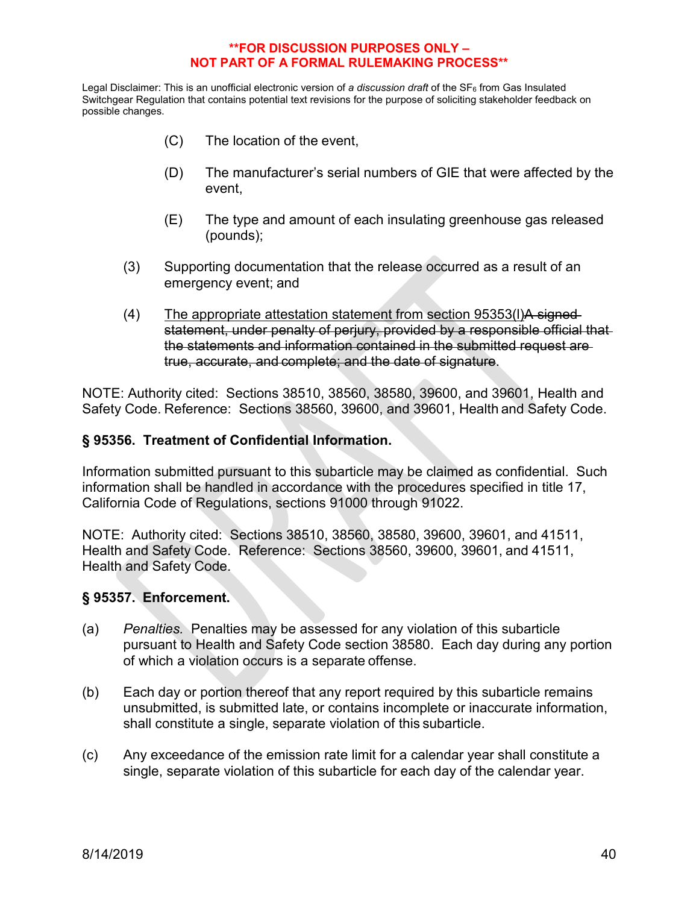**FOR DISCUSSION PURPOSES ONLY – NOT PART OF A FORMAL RULEMAKING PROCESS**

Legal Disclaimer: This is an unofficial electronic version of *a discussion draft* of the $SF_6$ from Gas Insulated Switchgear Regulation that contains potential text revisions for the purpose of soliciting stakeholder feedback on possible changes.

(C) The location of the event,

(D) The manufacturer's serial numbers of GIE that were affected by the event,

(E) The type and amount of each insulating greenhouse gas released (pounds);

(3) Supporting documentation that the release occurred as a result of an emergency event; and

(4) <u>The appropriate attestation statement from section 95353(l)</u>~~A signed statement, under penalty of perjury, provided by a responsible official that the statements and information contained in the submitted request are true, accurate, and complete; and the date of signature~~.

NOTE: Authority cited: Sections 38510, 38560, 38580, 39600, and 39601, Health and Safety Code. Reference: Sections 38560, 39600, and 39601, Health and Safety Code.

### § 95356. Treatment of Confidential Information.

Information submitted pursuant to this subarticle may be claimed as confidential. Such information shall be handled in accordance with the procedures specified in title 17, California Code of Regulations, sections 91000 through 91022.

NOTE: Authority cited: Sections 38510, 38560, 38580, 39600, 39601, and 41511, Health and Safety Code. Reference: Sections 38560, 39600, 39601, and 41511, Health and Safety Code.

### § 95357. Enforcement.

(a) *Penalties.* Penalties may be assessed for any violation of this subarticle pursuant to Health and Safety Code section 38580. Each day during any portion of which a violation occurs is a separate offense.

(b) Each day or portion thereof that any report required by this subarticle remains unsubmitted, is submitted late, or contains incomplete or inaccurate information, shall constitute a single, separate violation of this subarticle.

(c) Any exceedance of the emission rate limit for a calendar year shall constitute a single, separate violation of this subarticle for each day of the calendar year.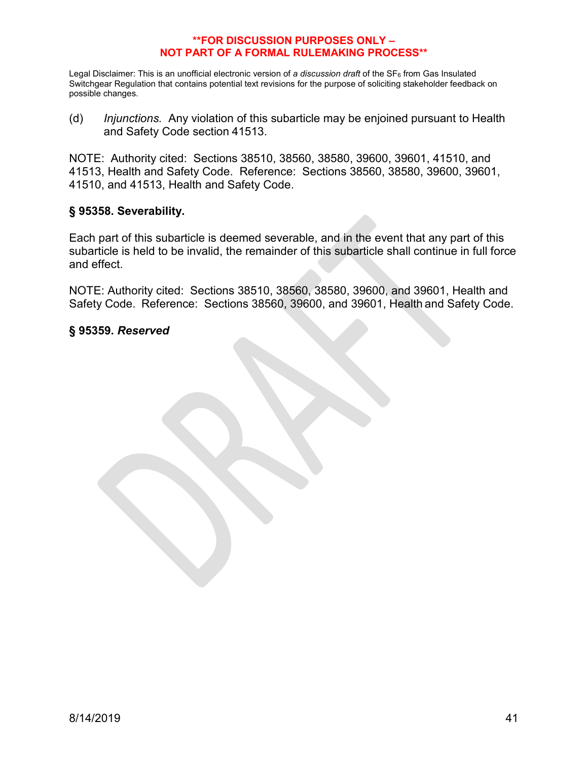(d) *Injunctions.* Any violation of this subarticle may be enjoined pursuant to Health and Safety Code section 41513.

NOTE: Authority cited: Sections 38510, 38560, 38580, 39600, 39601, 41510, and 41513, Health and Safety Code. Reference: Sections 38560, 38580, 39600, 39601, 41510, and 41513, Health and Safety Code.

### § 95358. Severability.

Each part of this subarticle is deemed severable, and in the event that any part of this subarticle is held to be invalid, the remainder of this subarticle shall continue in full force and effect.

NOTE: Authority cited: Sections 38510, 38560, 38580, 39600, and 39601, Health and Safety Code. Reference: Sections 38560, 39600, and 39601, Health and Safety Code.

### § 95359. *Reserved*